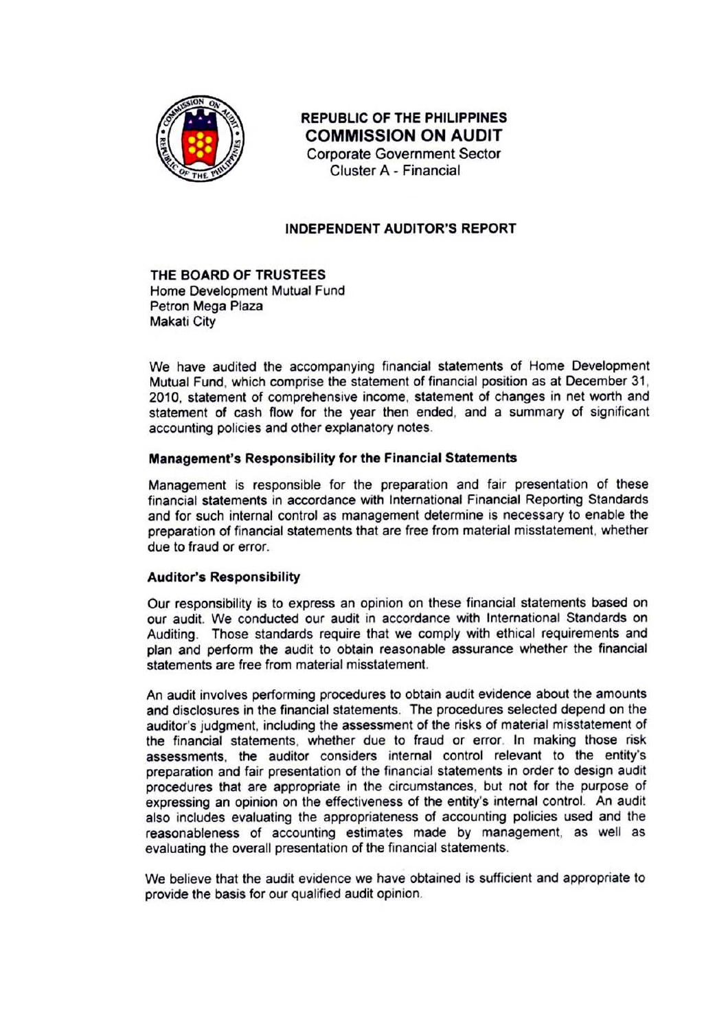**REPUBLIC OF THE PHILIPPINES**
**COMMISSION ON AUDIT**
Corporate Government Sector
Cluster A - Financial

## INDEPENDENT AUDITOR'S REPORT

**THE BOARD OF TRUSTEES**
Home Development Mutual Fund
Petron Mega Plaza
Makati City

We have audited the accompanying financial statements of Home Development Mutual Fund, which comprise the statement of financial position as at December 31, 2010, statement of comprehensive income, statement of changes in net worth and statement of cash flow for the year then ended, and a summary of significant accounting policies and other explanatory notes.

### Management's Responsibility for the Financial Statements

Management is responsible for the preparation and fair presentation of these financial statements in accordance with International Financial Reporting Standards and for such internal control as management determine is necessary to enable the preparation of financial statements that are free from material misstatement, whether due to fraud or error.

### Auditor's Responsibility

Our responsibility is to express an opinion on these financial statements based on our audit. We conducted our audit in accordance with International Standards on Auditing. Those standards require that we comply with ethical requirements and plan and perform the audit to obtain reasonable assurance whether the financial statements are free from material misstatement.

An audit involves performing procedures to obtain audit evidence about the amounts and disclosures in the financial statements. The procedures selected depend on the auditor's judgment, including the assessment of the risks of material misstatement of the financial statements, whether due to fraud or error. In making those risk assessments, the auditor considers internal control relevant to the entity's preparation and fair presentation of the financial statements in order to design audit procedures that are appropriate in the circumstances, but not for the purpose of expressing an opinion on the effectiveness of the entity's internal control. An audit also includes evaluating the appropriateness of accounting policies used and the reasonableness of accounting estimates made by management, as well as evaluating the overall presentation of the financial statements.

We believe that the audit evidence we have obtained is sufficient and appropriate to provide the basis for our qualified audit opinion.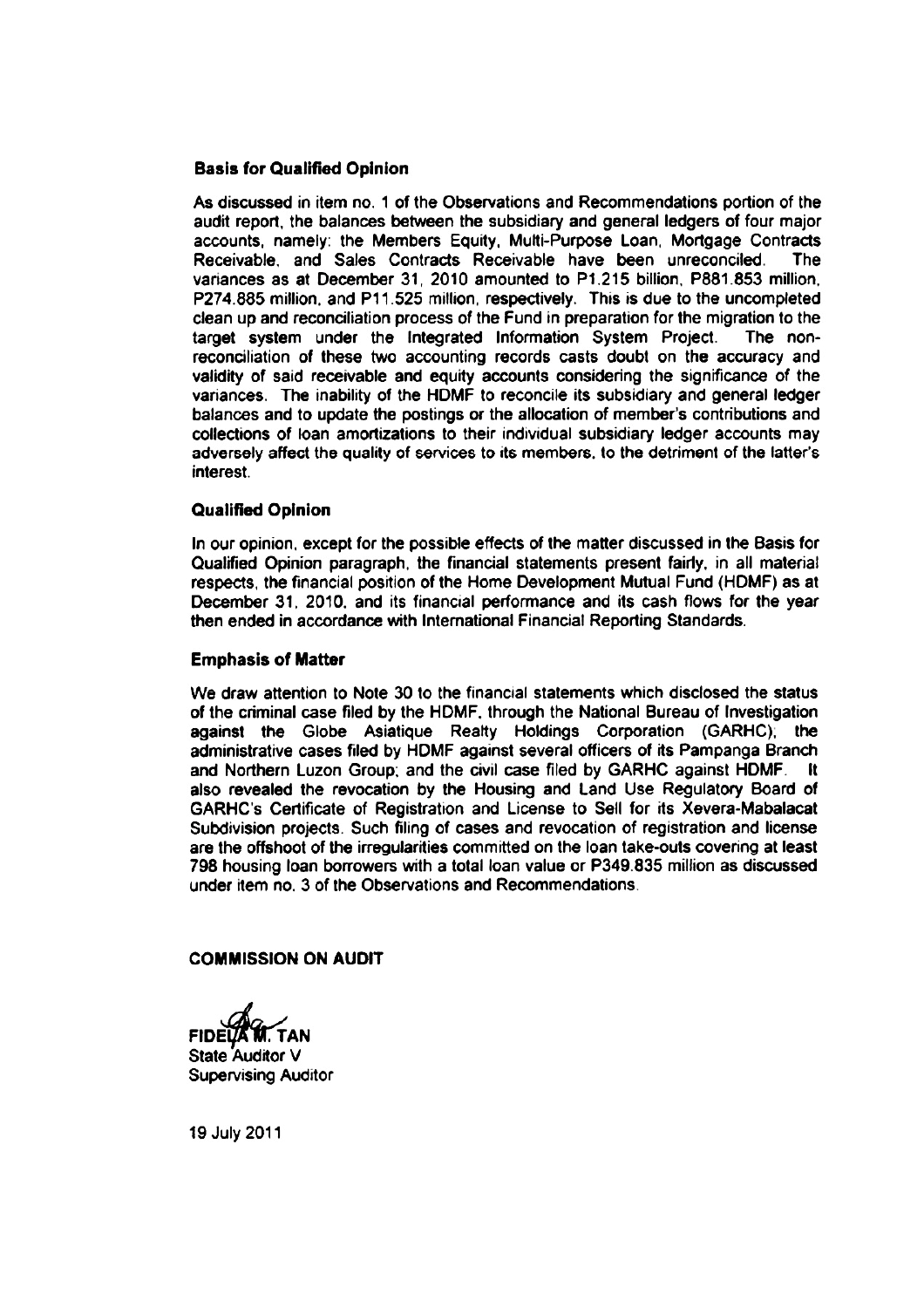### Basis for Qualified Opinion

As discussed in item no. 1 of the Observations and Recommendations portion of the audit report, the balances between the subsidiary and general ledgers of four major accounts, namely: the Members Equity, Multi-Purpose Loan, Mortgage Contracts Receivable, and Sales Contracts Receivable have been unreconciled. The variances as at December 31, 2010 amounted to P1.215 billion, P881.853 million, P274.885 million, and P11.525 million, respectively. This is due to the uncompleted clean up and reconciliation process of the Fund in preparation for the migration to the target system under the Integrated Information System Project. The non-reconciliation of these two accounting records casts doubt on the accuracy and validity of said receivable and equity accounts considering the significance of the variances. The inability of the HDMF to reconcile its subsidiary and general ledger balances and to update the postings or the allocation of member's contributions and collections of loan amortizations to their individual subsidiary ledger accounts may adversely affect the quality of services to its members, to the detriment of the latter's interest.

### Qualified Opinion

In our opinion, except for the possible effects of the matter discussed in the Basis for Qualified Opinion paragraph, the financial statements present fairly, in all material respects, the financial position of the Home Development Mutual Fund (HDMF) as at December 31, 2010, and its financial performance and its cash flows for the year then ended in accordance with International Financial Reporting Standards.

### Emphasis of Matter

We draw attention to Note 30 to the financial statements which disclosed the status of the criminal case filed by the HDMF, through the National Bureau of Investigation against the Globe Asiatique Realty Holdings Corporation (GARHC); the administrative cases filed by HDMF against several officers of its Pampanga Branch and Northern Luzon Group; and the civil case filed by GARHC against HDMF. It also revealed the revocation by the Housing and Land Use Regulatory Board of GARHC's Certificate of Registration and License to Sell for its Xevera-Mabalacat Subdivision projects. Such filing of cases and revocation of registration and license are the offshoot of the irregularities committed on the loan take-outs covering at least 798 housing loan borrowers with a total loan value or P349.835 million as discussed under item no. 3 of the Observations and Recommendations.

**COMMISSION ON AUDIT**

**FIDELA M. TAN**
State Auditor V
Supervising Auditor

19 July 2011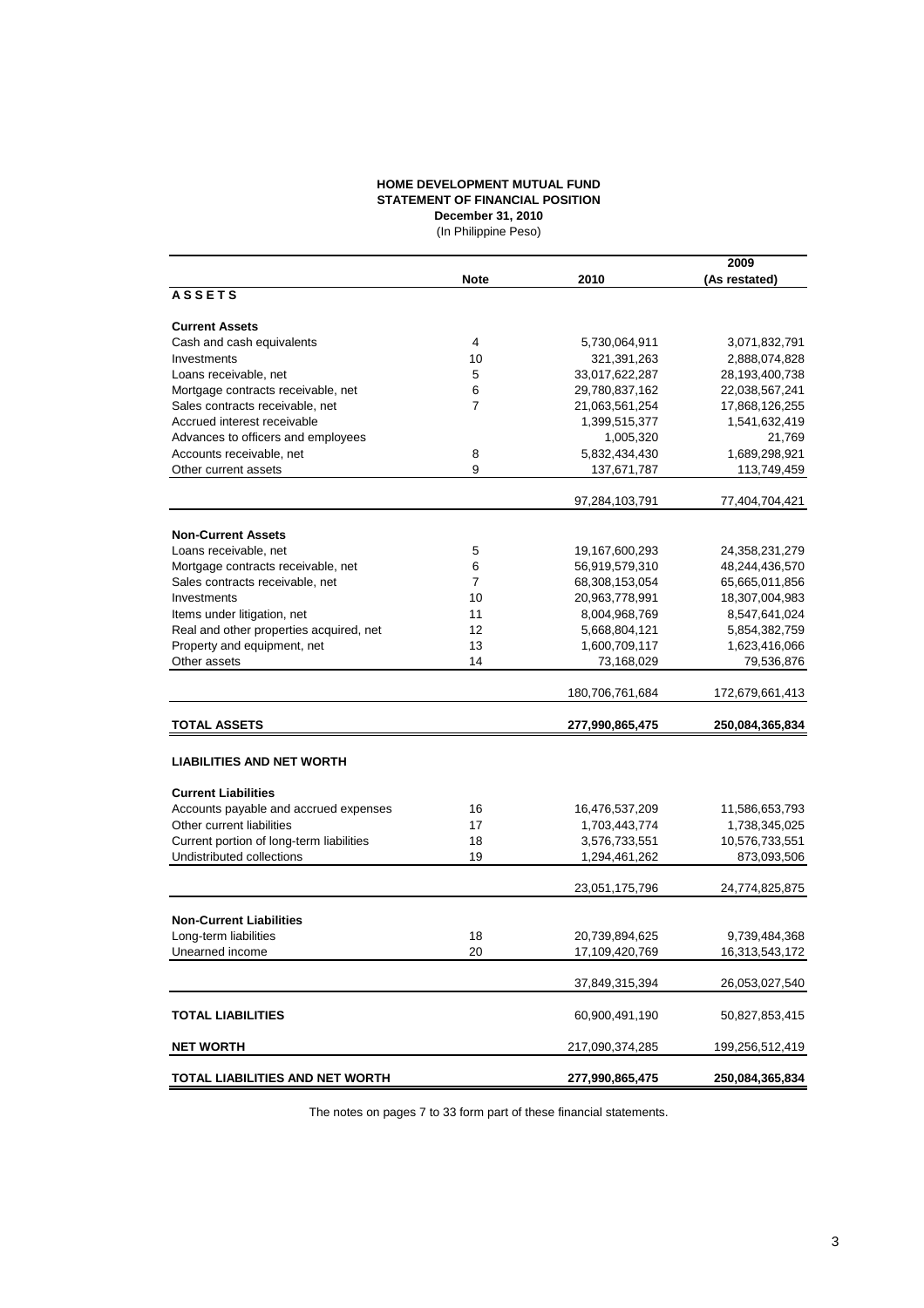**HOME DEVELOPMENT MUTUAL FUND**
**STATEMENT OF FINANCIAL POSITION**
**December 31, 2010**
(In Philippine Peso)

| | Note | 2010 | 2009 (As restated) |
|---|---|---|---|
| **A S S E T S** | | | |
| **Current Assets** | | | |
| Cash and cash equivalents | 4 | 5,730,064,911 | 3,071,832,791 |
| Investments | 10 | 321,391,263 | 2,888,074,828 |
| Loans receivable, net | 5 | 33,017,622,287 | 28,193,400,738 |
| Mortgage contracts receivable, net | 6 | 29,780,837,162 | 22,038,567,241 |
| Sales contracts receivable, net | 7 | 21,063,561,254 | 17,868,126,255 |
| Accrued interest receivable | | 1,399,515,377 | 1,541,632,419 |
| Advances to officers and employees | | 1,005,320 | 21,769 |
| Accounts receivable, net | 8 | 5,832,434,430 | 1,689,298,921 |
| Other current assets | 9 | 137,671,787 | 113,749,459 |
| | | 97,284,103,791 | 77,404,704,421 |
| **Non-Current Assets** | | | |
| Loans receivable, net | 5 | 19,167,600,293 | 24,358,231,279 |
| Mortgage contracts receivable, net | 6 | 56,919,579,310 | 48,244,436,570 |
| Sales contracts receivable, net | 7 | 68,308,153,054 | 65,665,011,856 |
| Investments | 10 | 20,963,778,991 | 18,307,004,983 |
| Items under litigation, net | 11 | 8,004,968,769 | 8,547,641,024 |
| Real and other properties acquired, net | 12 | 5,668,804,121 | 5,854,382,759 |
| Property and equipment, net | 13 | 1,600,709,117 | 1,623,416,066 |
| Other assets | 14 | 73,168,029 | 79,536,876 |
| | | 180,706,761,684 | 172,679,661,413 |
| **TOTAL ASSETS** | | **277,990,865,475** | **250,084,365,834** |
| **LIABILITIES AND NET WORTH** | | | |
| **Current Liabilities** | | | |
| Accounts payable and accrued expenses | 16 | 16,476,537,209 | 11,586,653,793 |
| Other current liabilities | 17 | 1,703,443,774 | 1,738,345,025 |
| Current portion of long-term liabilities | 18 | 3,576,733,551 | 10,576,733,551 |
| Undistributed collections | 19 | 1,294,461,262 | 873,093,506 |
| | | 23,051,175,796 | 24,774,825,875 |
| **Non-Current Liabilities** | | | |
| Long-term liabilities | 18 | 20,739,894,625 | 9,739,484,368 |
| Unearned income | 20 | 17,109,420,769 | 16,313,543,172 |
| | | 37,849,315,394 | 26,053,027,540 |
| **TOTAL LIABILITIES** | | 60,900,491,190 | 50,827,853,415 |
| **NET WORTH** | | 217,090,374,285 | 199,256,512,419 |
| **TOTAL LIABILITIES AND NET WORTH** | | **277,990,865,475** | **250,084,365,834** |

The notes on pages 7 to 33 form part of these financial statements.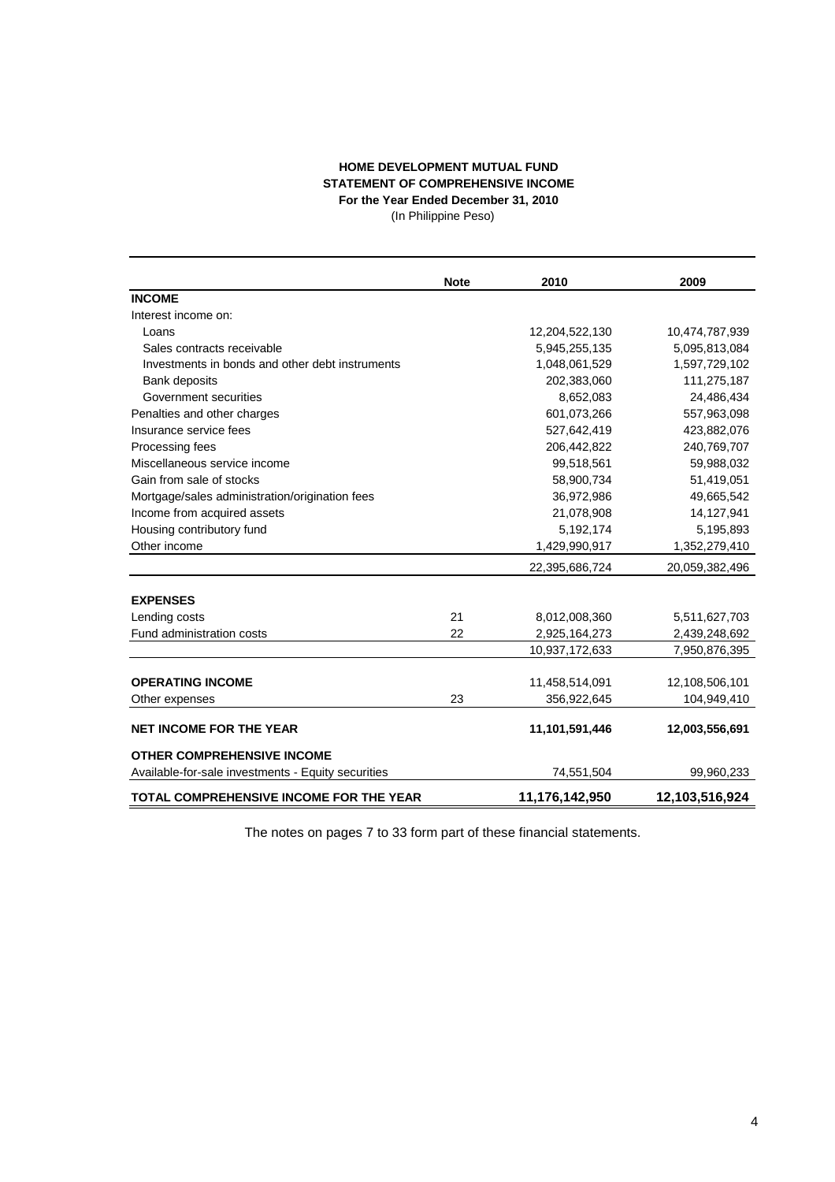**HOME DEVELOPMENT MUTUAL FUND**
**STATEMENT OF COMPREHENSIVE INCOME**
**For the Year Ended December 31, 2010**
(In Philippine Peso)

| | Note | 2010 | 2009 |
|---|---|---|---|
| **INCOME** | | | |
| Interest income on: | | | |
| Loans | | 12,204,522,130 | 10,474,787,939 |
| Sales contracts receivable | | 5,945,255,135 | 5,095,813,084 |
| Investments in bonds and other debt instruments | | 1,048,061,529 | 1,597,729,102 |
| Bank deposits | | 202,383,060 | 111,275,187 |
| Government securities | | 8,652,083 | 24,486,434 |
| Penalties and other charges | | 601,073,266 | 557,963,098 |
| Insurance service fees | | 527,642,419 | 423,882,076 |
| Processing fees | | 206,442,822 | 240,769,707 |
| Miscellaneous service income | | 99,518,561 | 59,988,032 |
| Gain from sale of stocks | | 58,900,734 | 51,419,051 |
| Mortgage/sales administration/origination fees | | 36,972,986 | 49,665,542 |
| Income from acquired assets | | 21,078,908 | 14,127,941 |
| Housing contributory fund | | 5,192,174 | 5,195,893 |
| Other income | | 1,429,990,917 | 1,352,279,410 |
| | | 22,395,686,724 | 20,059,382,496 |
| **EXPENSES** | | | |
| Lending costs | 21 | 8,012,008,360 | 5,511,627,703 |
| Fund administration costs | 22 | 2,925,164,273 | 2,439,248,692 |
| | | 10,937,172,633 | 7,950,876,395 |
| **OPERATING INCOME** | | 11,458,514,091 | 12,108,506,101 |
| Other expenses | 23 | 356,922,645 | 104,949,410 |
| **NET INCOME FOR THE YEAR** | | **11,101,591,446** | **12,003,556,691** |
| **OTHER COMPREHENSIVE INCOME** | | | |
| Available-for-sale investments - Equity securities | | 74,551,504 | 99,960,233 |
| **TOTAL COMPREHENSIVE INCOME FOR THE YEAR** | | **11,176,142,950** | **12,103,516,924** |

The notes on pages 7 to 33 form part of these financial statements.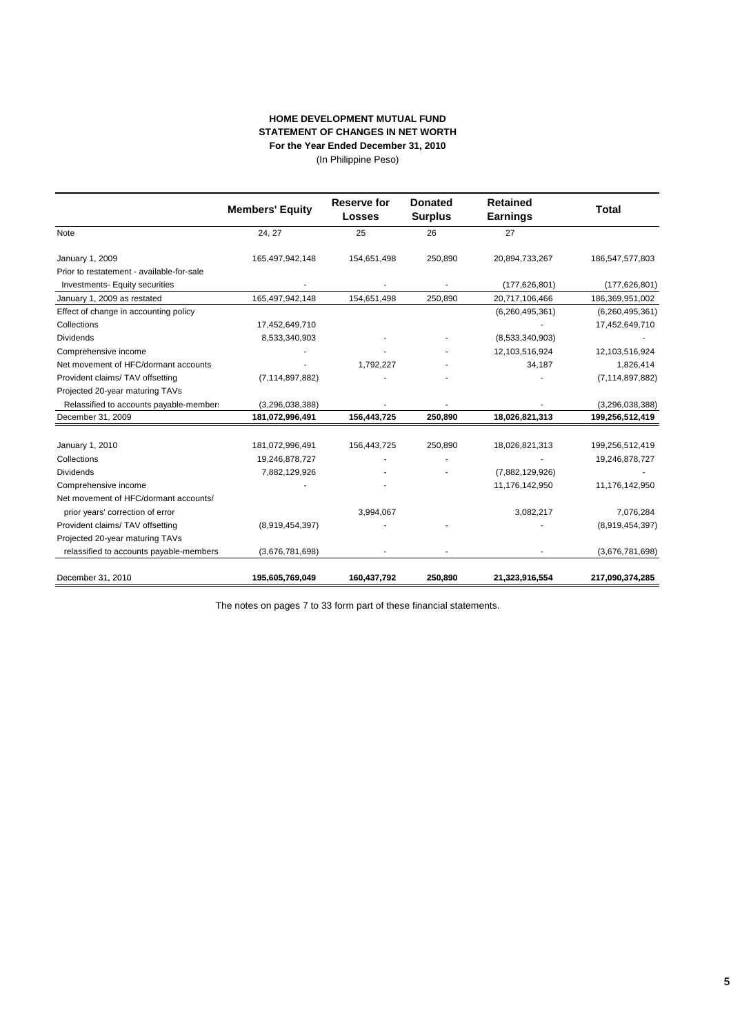# HOME DEVELOPMENT MUTUAL FUND
## STATEMENT OF CHANGES IN NET WORTH
### For the Year Ended December 31, 2010
(In Philippine Peso)

| | Members' Equity | Reserve for Losses | Donated Surplus | Retained Earnings | Total |
|---|---|---|---|---|---|
| Note | 24, 27 | 25 | 26 | 27 | |
| January 1, 2009 | 165,497,942,148 | 154,651,498 | 250,890 | 20,894,733,267 | 186,547,577,803 |
| Prior to restatement - available-for-sale | | | | | |
| Investments- Equity securities | - | - | - | (177,626,801) | (177,626,801) |
| January 1, 2009 as restated | 165,497,942,148 | 154,651,498 | 250,890 | 20,717,106,466 | 186,369,951,002 |
| Effect of change in accounting policy | | | | (6,260,495,361) | (6,260,495,361) |
| Collections | 17,452,649,710 | | | - | 17,452,649,710 |
| Dividends | 8,533,340,903 | - | - | (8,533,340,903) | - |
| Comprehensive income | - | - | - | 12,103,516,924 | 12,103,516,924 |
| Net movement of HFC/dormant accounts | - | 1,792,227 | - | 34,187 | 1,826,414 |
| Provident claims/ TAV offsetting | (7,114,897,882) | - | - | - | (7,114,897,882) |
| Projected 20-year maturing TAVs | | | | | |
| Relassified to accounts payable-members | (3,296,038,388) | - | - | - | (3,296,038,388) |
| **December 31, 2009** | **181,072,996,491** | **156,443,725** | **250,890** | **18,026,821,313** | **199,256,512,419** |
| January 1, 2010 | 181,072,996,491 | 156,443,725 | 250,890 | 18,026,821,313 | 199,256,512,419 |
| Collections | 19,246,878,727 | - | - | - | 19,246,878,727 |
| Dividends | 7,882,129,926 | - | - | (7,882,129,926) | - |
| Comprehensive income | - | - | - | 11,176,142,950 | 11,176,142,950 |
| Net movement of HFC/dormant accounts/ | | | | | |
| prior years' correction of error | | 3,994,067 | | 3,082,217 | 7,076,284 |
| Provident claims/ TAV offsetting | (8,919,454,397) | - | - | - | (8,919,454,397) |
| Projected 20-year maturing TAVs | | | | | |
| relassified to accounts payable-members | (3,676,781,698) | - | - | - | (3,676,781,698) |
| **December 31, 2010** | **195,605,769,049** | **160,437,792** | **250,890** | **21,323,916,554** | **217,090,374,285** |

The notes on pages 7 to 33 form part of these financial statements.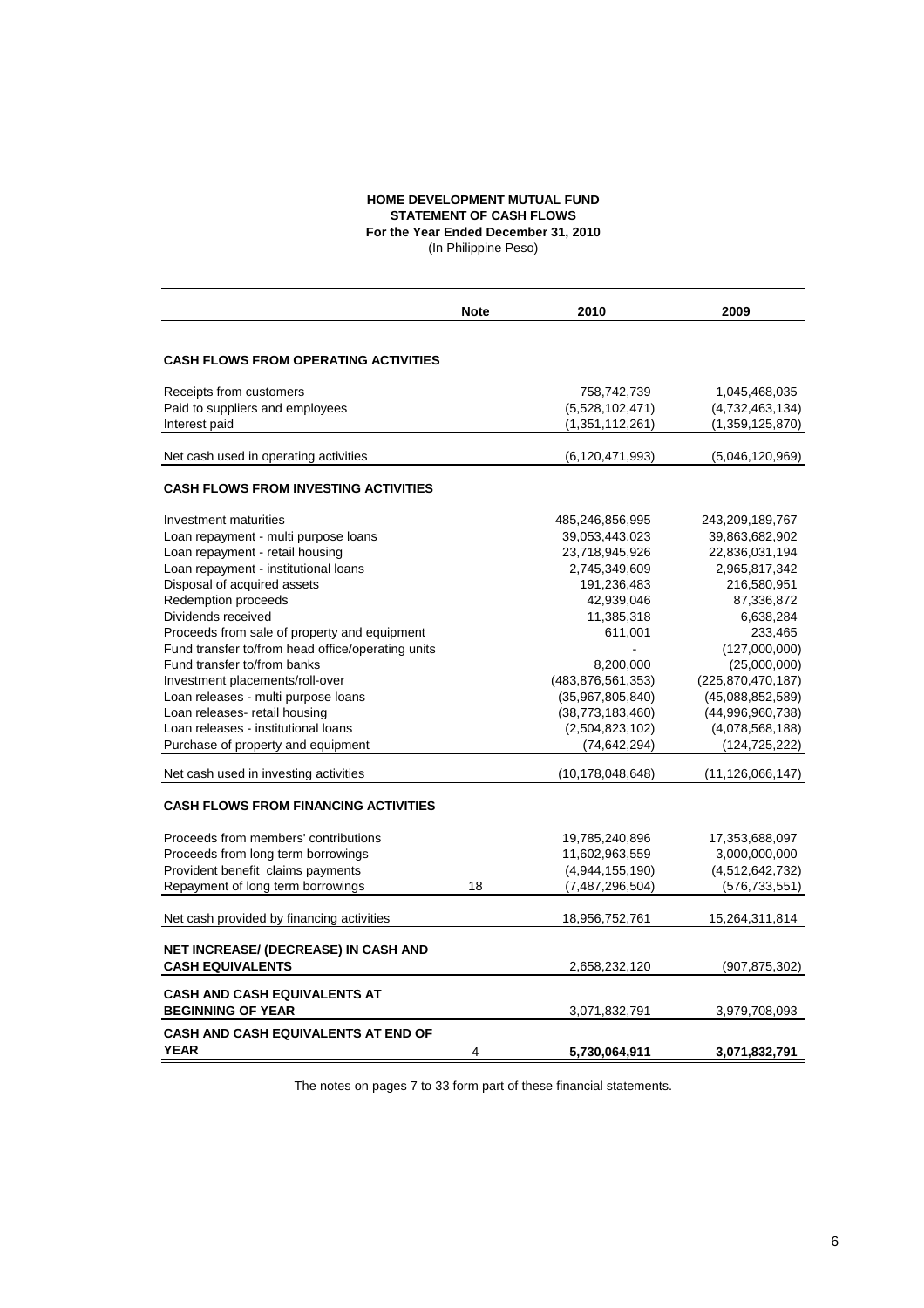**HOME DEVELOPMENT MUTUAL FUND**
**STATEMENT OF CASH FLOWS**
**For the Year Ended December 31, 2010**
(In Philippine Peso)

| | Note | 2010 | 2009 |
|---|---|---|---|
| **CASH FLOWS FROM OPERATING ACTIVITIES** | | | |
| Receipts from customers | | 758,742,739 | 1,045,468,035 |
| Paid to suppliers and employees | | (5,528,102,471) | (4,732,463,134) |
| Interest paid | | (1,351,112,261) | (1,359,125,870) |
| Net cash used in operating activities | | (6,120,471,993) | (5,046,120,969) |
| **CASH FLOWS FROM INVESTING ACTIVITIES** | | | |
| Investment maturities | | 485,246,856,995 | 243,209,189,767 |
| Loan repayment - multi purpose loans | | 39,053,443,023 | 39,863,682,902 |
| Loan repayment - retail housing | | 23,718,945,926 | 22,836,031,194 |
| Loan repayment - institutional loans | | 2,745,349,609 | 2,965,817,342 |
| Disposal of acquired assets | | 191,236,483 | 216,580,951 |
| Redemption proceeds | | 42,939,046 | 87,336,872 |
| Dividends received | | 11,385,318 | 6,638,284 |
| Proceeds from sale of property and equipment | | 611,001 | 233,465 |
| Fund transfer to/from head office/operating units | | - | (127,000,000) |
| Fund transfer to/from banks | | 8,200,000 | (25,000,000) |
| Investment placements/roll-over | | (483,876,561,353) | (225,870,470,187) |
| Loan releases - multi purpose loans | | (35,967,805,840) | (45,088,852,589) |
| Loan releases- retail housing | | (38,773,183,460) | (44,996,960,738) |
| Loan releases - institutional loans | | (2,504,823,102) | (4,078,568,188) |
| Purchase of property and equipment | | (74,642,294) | (124,725,222) |
| Net cash used in investing activities | | (10,178,048,648) | (11,126,066,147) |
| **CASH FLOWS FROM FINANCING ACTIVITIES** | | | |
| Proceeds from members' contributions | | 19,785,240,896 | 17,353,688,097 |
| Proceeds from long term borrowings | | 11,602,963,559 | 3,000,000,000 |
| Provident benefit claims payments | | (4,944,155,190) | (4,512,642,732) |
| Repayment of long term borrowings | 18 | (7,487,296,504) | (576,733,551) |
| Net cash provided by financing activities | | 18,956,752,761 | 15,264,311,814 |
| **NET INCREASE/ (DECREASE) IN CASH AND CASH EQUIVALENTS** | | 2,658,232,120 | (907,875,302) |
| **CASH AND CASH EQUIVALENTS AT BEGINNING OF YEAR** | | 3,071,832,791 | 3,979,708,093 |
| **CASH AND CASH EQUIVALENTS AT END OF YEAR** | 4 | **5,730,064,911** | **3,071,832,791** |

The notes on pages 7 to 33 form part of these financial statements.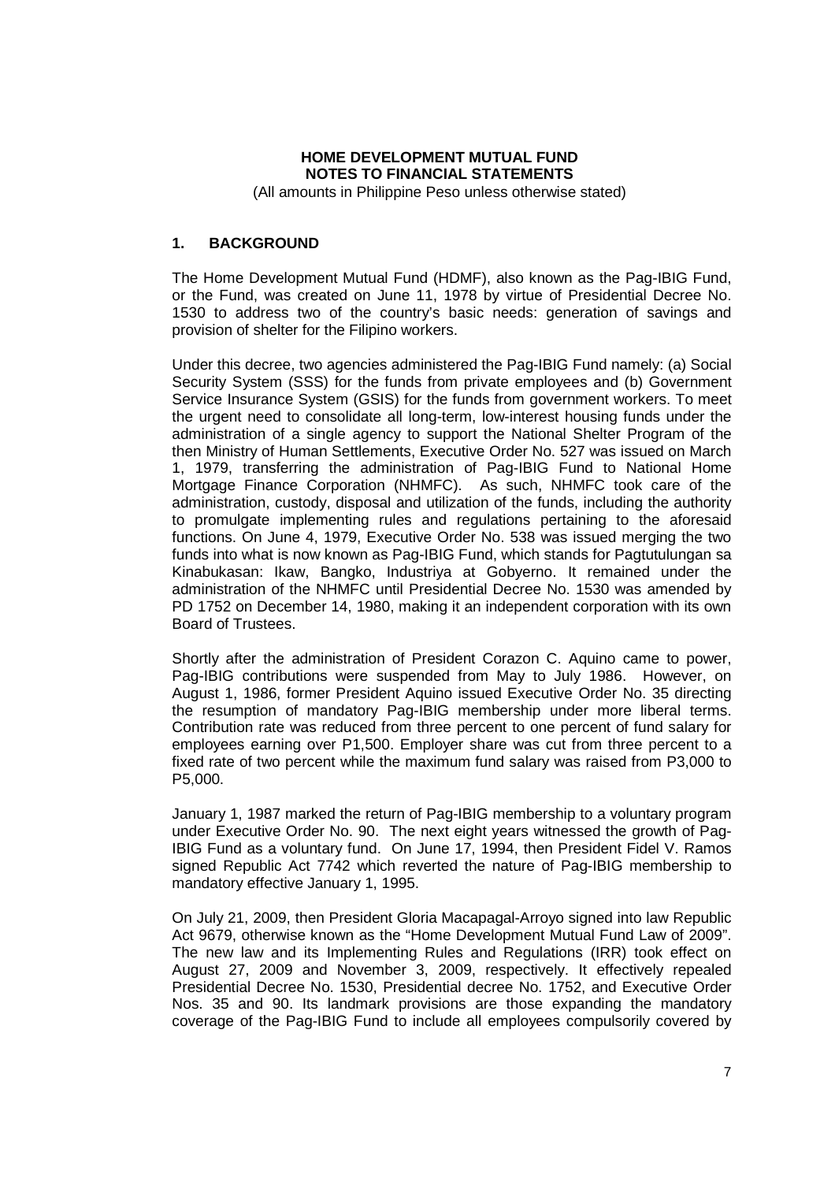**HOME DEVELOPMENT MUTUAL FUND**
**NOTES TO FINANCIAL STATEMENTS**
(All amounts in Philippine Peso unless otherwise stated)

## 1. BACKGROUND

The Home Development Mutual Fund (HDMF), also known as the Pag-IBIG Fund, or the Fund, was created on June 11, 1978 by virtue of Presidential Decree No. 1530 to address two of the country's basic needs: generation of savings and provision of shelter for the Filipino workers.

Under this decree, two agencies administered the Pag-IBIG Fund namely: (a) Social Security System (SSS) for the funds from private employees and (b) Government Service Insurance System (GSIS) for the funds from government workers. To meet the urgent need to consolidate all long-term, low-interest housing funds under the administration of a single agency to support the National Shelter Program of the then Ministry of Human Settlements, Executive Order No. 527 was issued on March 1, 1979, transferring the administration of Pag-IBIG Fund to National Home Mortgage Finance Corporation (NHMFC). As such, NHMFC took care of the administration, custody, disposal and utilization of the funds, including the authority to promulgate implementing rules and regulations pertaining to the aforesaid functions. On June 4, 1979, Executive Order No. 538 was issued merging the two funds into what is now known as Pag-IBIG Fund, which stands for Pagtutulungan sa Kinabukasan: Ikaw, Bangko, Industriya at Gobyerno. It remained under the administration of the NHMFC until Presidential Decree No. 1530 was amended by PD 1752 on December 14, 1980, making it an independent corporation with its own Board of Trustees.

Shortly after the administration of President Corazon C. Aquino came to power, Pag-IBIG contributions were suspended from May to July 1986. However, on August 1, 1986, former President Aquino issued Executive Order No. 35 directing the resumption of mandatory Pag-IBIG membership under more liberal terms. Contribution rate was reduced from three percent to one percent of fund salary for employees earning over P1,500. Employer share was cut from three percent to a fixed rate of two percent while the maximum fund salary was raised from P3,000 to P5,000.

January 1, 1987 marked the return of Pag-IBIG membership to a voluntary program under Executive Order No. 90. The next eight years witnessed the growth of Pag-IBIG Fund as a voluntary fund. On June 17, 1994, then President Fidel V. Ramos signed Republic Act 7742 which reverted the nature of Pag-IBIG membership to mandatory effective January 1, 1995.

On July 21, 2009, then President Gloria Macapagal-Arroyo signed into law Republic Act 9679, otherwise known as the "Home Development Mutual Fund Law of 2009". The new law and its Implementing Rules and Regulations (IRR) took effect on August 27, 2009 and November 3, 2009, respectively. It effectively repealed Presidential Decree No. 1530, Presidential decree No. 1752, and Executive Order Nos. 35 and 90. Its landmark provisions are those expanding the mandatory coverage of the Pag-IBIG Fund to include all employees compulsorily covered by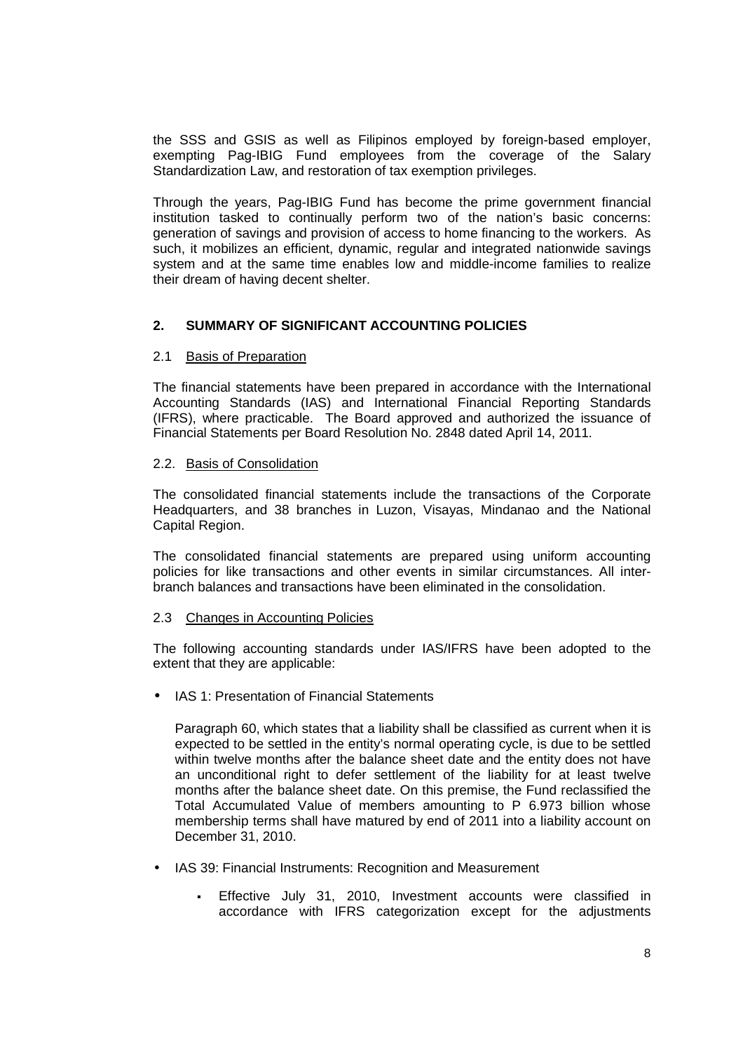the SSS and GSIS as well as Filipinos employed by foreign-based employer, exempting Pag-IBIG Fund employees from the coverage of the Salary Standardization Law, and restoration of tax exemption privileges.

Through the years, Pag-IBIG Fund has become the prime government financial institution tasked to continually perform two of the nation's basic concerns: generation of savings and provision of access to home financing to the workers. As such, it mobilizes an efficient, dynamic, regular and integrated nationwide savings system and at the same time enables low and middle-income families to realize their dream of having decent shelter.

## 2. SUMMARY OF SIGNIFICANT ACCOUNTING POLICIES

### 2.1 Basis of Preparation

The financial statements have been prepared in accordance with the International Accounting Standards (IAS) and International Financial Reporting Standards (IFRS), where practicable. The Board approved and authorized the issuance of Financial Statements per Board Resolution No. 2848 dated April 14, 2011.

### 2.2. Basis of Consolidation

The consolidated financial statements include the transactions of the Corporate Headquarters, and 38 branches in Luzon, Visayas, Mindanao and the National Capital Region.

The consolidated financial statements are prepared using uniform accounting policies for like transactions and other events in similar circumstances. All inter-branch balances and transactions have been eliminated in the consolidation.

### 2.3 Changes in Accounting Policies

The following accounting standards under IAS/IFRS have been adopted to the extent that they are applicable:

- IAS 1: Presentation of Financial Statements

  Paragraph 60, which states that a liability shall be classified as current when it is expected to be settled in the entity's normal operating cycle, is due to be settled within twelve months after the balance sheet date and the entity does not have an unconditional right to defer settlement of the liability for at least twelve months after the balance sheet date. On this premise, the Fund reclassified the Total Accumulated Value of members amounting to P 6.973 billion whose membership terms shall have matured by end of 2011 into a liability account on December 31, 2010.

- IAS 39: Financial Instruments: Recognition and Measurement

  - Effective July 31, 2010, Investment accounts were classified in accordance with IFRS categorization except for the adjustments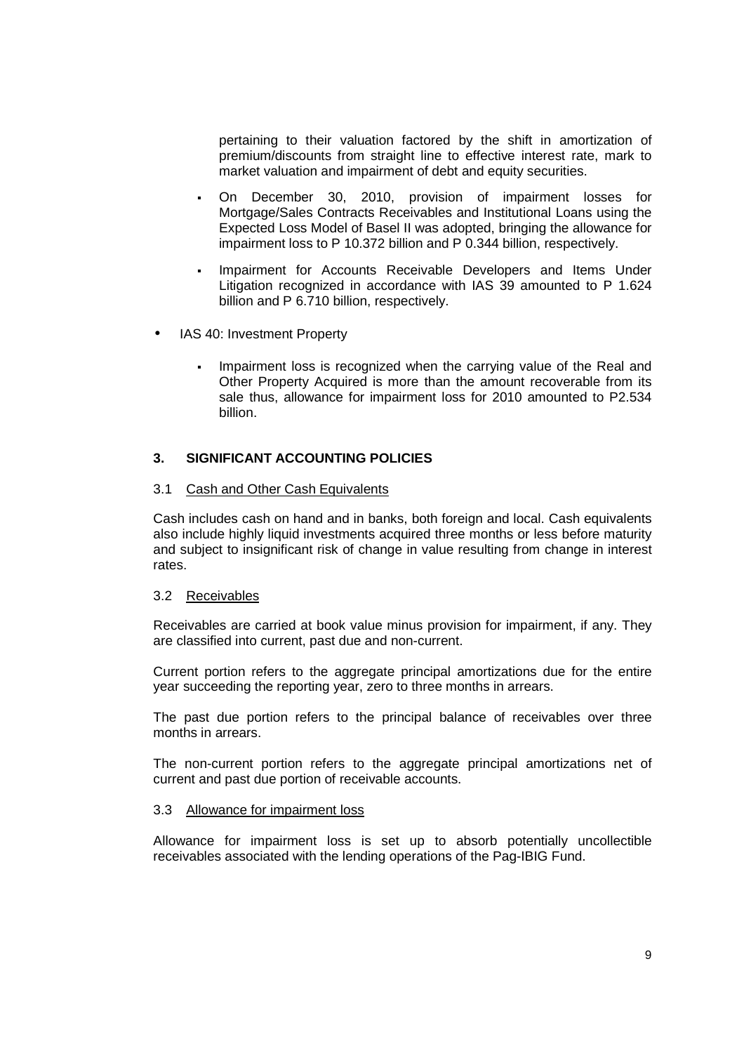pertaining to their valuation factored by the shift in amortization of premium/discounts from straight line to effective interest rate, mark to market valuation and impairment of debt and equity securities.

  - On December 30, 2010, provision of impairment losses for Mortgage/Sales Contracts Receivables and Institutional Loans using the Expected Loss Model of Basel II was adopted, bringing the allowance for impairment loss to P 10.372 billion and P 0.344 billion, respectively.

  - Impairment for Accounts Receivable Developers and Items Under Litigation recognized in accordance with IAS 39 amounted to P 1.624 billion and P 6.710 billion, respectively.

- IAS 40: Investment Property

  - Impairment loss is recognized when the carrying value of the Real and Other Property Acquired is more than the amount recoverable from its sale thus, allowance for impairment loss for 2010 amounted to P2.534 billion.

## 3. SIGNIFICANT ACCOUNTING POLICIES

### 3.1 Cash and Other Cash Equivalents

Cash includes cash on hand and in banks, both foreign and local. Cash equivalents also include highly liquid investments acquired three months or less before maturity and subject to insignificant risk of change in value resulting from change in interest rates.

### 3.2 Receivables

Receivables are carried at book value minus provision for impairment, if any. They are classified into current, past due and non-current.

Current portion refers to the aggregate principal amortizations due for the entire year succeeding the reporting year, zero to three months in arrears.

The past due portion refers to the principal balance of receivables over three months in arrears.

The non-current portion refers to the aggregate principal amortizations net of current and past due portion of receivable accounts.

### 3.3 Allowance for impairment loss

Allowance for impairment loss is set up to absorb potentially uncollectible receivables associated with the lending operations of the Pag-IBIG Fund.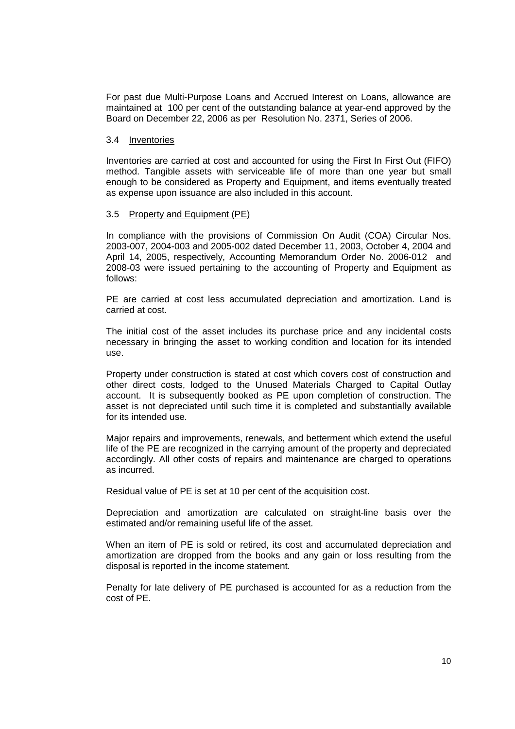For past due Multi-Purpose Loans and Accrued Interest on Loans, allowance are maintained at 100 per cent of the outstanding balance at year-end approved by the Board on December 22, 2006 as per Resolution No. 2371, Series of 2006.

### 3.4 Inventories

Inventories are carried at cost and accounted for using the First In First Out (FIFO) method. Tangible assets with serviceable life of more than one year but small enough to be considered as Property and Equipment, and items eventually treated as expense upon issuance are also included in this account.

### 3.5 Property and Equipment (PE)

In compliance with the provisions of Commission On Audit (COA) Circular Nos. 2003-007, 2004-003 and 2005-002 dated December 11, 2003, October 4, 2004 and April 14, 2005, respectively, Accounting Memorandum Order No. 2006-012 and 2008-03 were issued pertaining to the accounting of Property and Equipment as follows:

PE are carried at cost less accumulated depreciation and amortization. Land is carried at cost.

The initial cost of the asset includes its purchase price and any incidental costs necessary in bringing the asset to working condition and location for its intended use.

Property under construction is stated at cost which covers cost of construction and other direct costs, lodged to the Unused Materials Charged to Capital Outlay account. It is subsequently booked as PE upon completion of construction. The asset is not depreciated until such time it is completed and substantially available for its intended use.

Major repairs and improvements, renewals, and betterment which extend the useful life of the PE are recognized in the carrying amount of the property and depreciated accordingly. All other costs of repairs and maintenance are charged to operations as incurred.

Residual value of PE is set at 10 per cent of the acquisition cost.

Depreciation and amortization are calculated on straight-line basis over the estimated and/or remaining useful life of the asset.

When an item of PE is sold or retired, its cost and accumulated depreciation and amortization are dropped from the books and any gain or loss resulting from the disposal is reported in the income statement.

Penalty for late delivery of PE purchased is accounted for as a reduction from the cost of PE.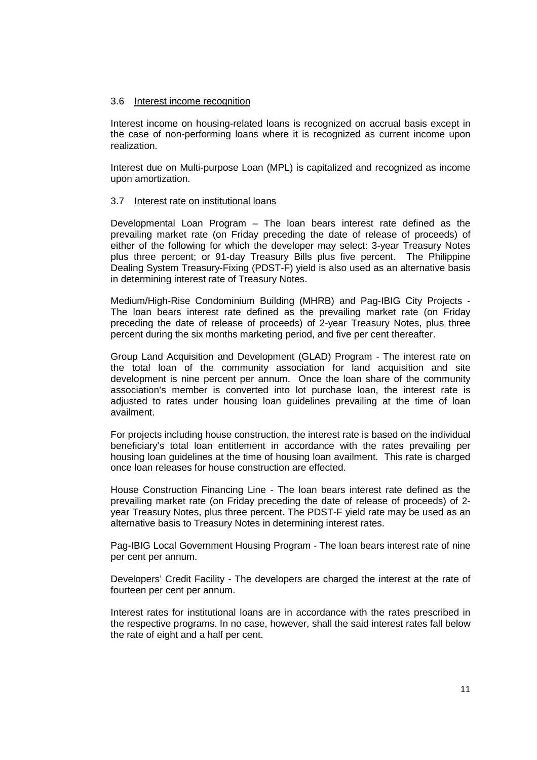### 3.6 Interest income recognition

Interest income on housing-related loans is recognized on accrual basis except in the case of non-performing loans where it is recognized as current income upon realization.

Interest due on Multi-purpose Loan (MPL) is capitalized and recognized as income upon amortization.

### 3.7 Interest rate on institutional loans

Developmental Loan Program – The loan bears interest rate defined as the prevailing market rate (on Friday preceding the date of release of proceeds) of either of the following for which the developer may select: 3-year Treasury Notes plus three percent; or 91-day Treasury Bills plus five percent. The Philippine Dealing System Treasury-Fixing (PDST-F) yield is also used as an alternative basis in determining interest rate of Treasury Notes.

Medium/High-Rise Condominium Building (MHRB) and Pag-IBIG City Projects - The loan bears interest rate defined as the prevailing market rate (on Friday preceding the date of release of proceeds) of 2-year Treasury Notes, plus three percent during the six months marketing period, and five per cent thereafter.

Group Land Acquisition and Development (GLAD) Program - The interest rate on the total loan of the community association for land acquisition and site development is nine percent per annum. Once the loan share of the community association's member is converted into lot purchase loan, the interest rate is adjusted to rates under housing loan guidelines prevailing at the time of loan availment.

For projects including house construction, the interest rate is based on the individual beneficiary's total loan entitlement in accordance with the rates prevailing per housing loan guidelines at the time of housing loan availment. This rate is charged once loan releases for house construction are effected.

House Construction Financing Line - The loan bears interest rate defined as the prevailing market rate (on Friday preceding the date of release of proceeds) of 2-year Treasury Notes, plus three percent. The PDST-F yield rate may be used as an alternative basis to Treasury Notes in determining interest rates.

Pag-IBIG Local Government Housing Program - The loan bears interest rate of nine per cent per annum.

Developers' Credit Facility - The developers are charged the interest at the rate of fourteen per cent per annum.

Interest rates for institutional loans are in accordance with the rates prescribed in the respective programs. In no case, however, shall the said interest rates fall below the rate of eight and a half per cent.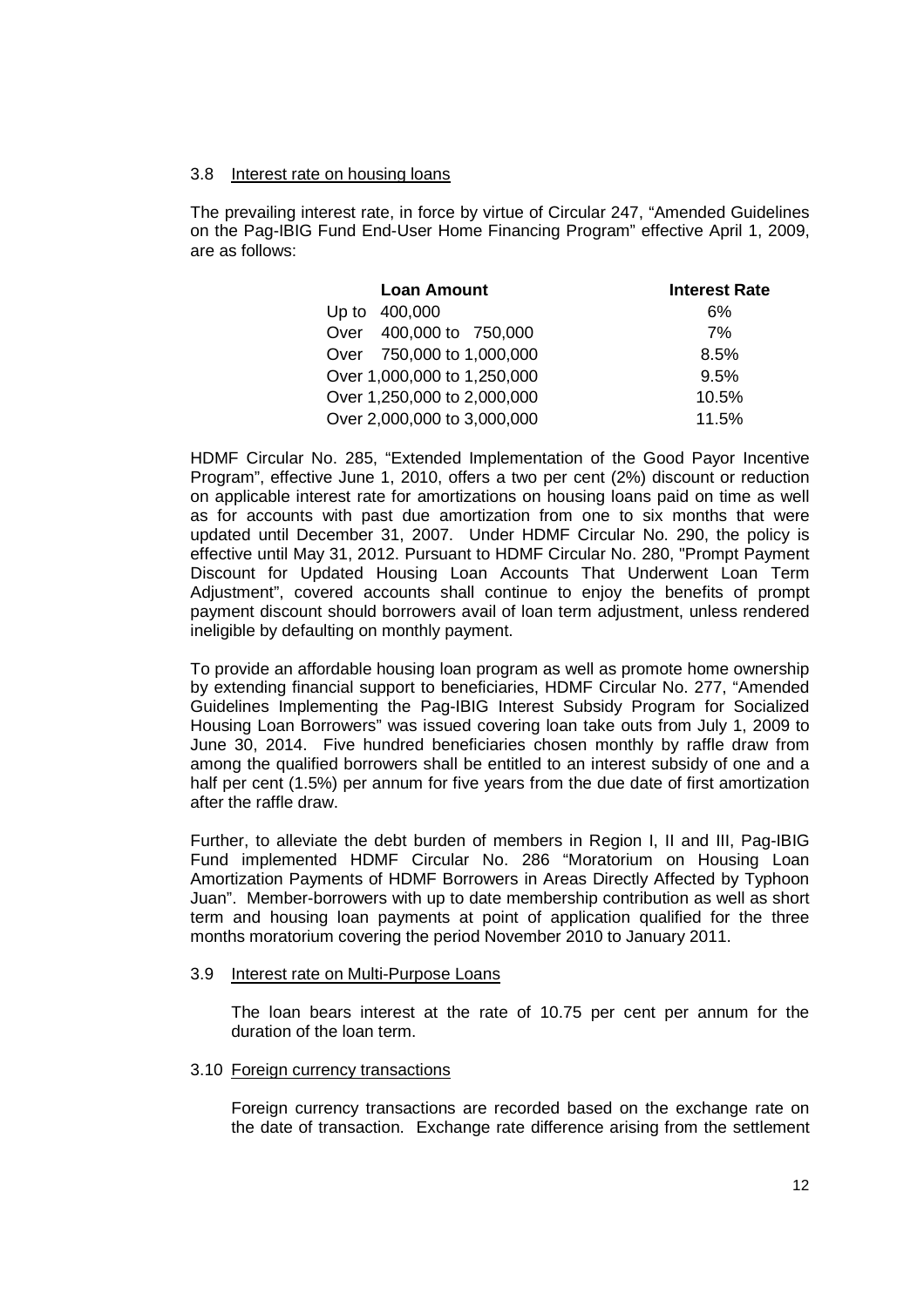3.8 Interest rate on housing loans

The prevailing interest rate, in force by virtue of Circular 247, "Amended Guidelines on the Pag-IBIG Fund End-User Home Financing Program" effective April 1, 2009, are as follows:

| Loan Amount | Interest Rate |
|---|---|
| Up to 400,000 | 6% |
| Over 400,000 to 750,000 | 7% |
| Over 750,000 to 1,000,000 | 8.5% |
| Over 1,000,000 to 1,250,000 | 9.5% |
| Over 1,250,000 to 2,000,000 | 10.5% |
| Over 2,000,000 to 3,000,000 | 11.5% |

HDMF Circular No. 285, "Extended Implementation of the Good Payor Incentive Program", effective June 1, 2010, offers a two per cent (2%) discount or reduction on applicable interest rate for amortizations on housing loans paid on time as well as for accounts with past due amortization from one to six months that were updated until December 31, 2007. Under HDMF Circular No. 290, the policy is effective until May 31, 2012. Pursuant to HDMF Circular No. 280, "Prompt Payment Discount for Updated Housing Loan Accounts That Underwent Loan Term Adjustment", covered accounts shall continue to enjoy the benefits of prompt payment discount should borrowers avail of loan term adjustment, unless rendered ineligible by defaulting on monthly payment.

To provide an affordable housing loan program as well as promote home ownership by extending financial support to beneficiaries, HDMF Circular No. 277, "Amended Guidelines Implementing the Pag-IBIG Interest Subsidy Program for Socialized Housing Loan Borrowers" was issued covering loan take outs from July 1, 2009 to June 30, 2014. Five hundred beneficiaries chosen monthly by raffle draw from among the qualified borrowers shall be entitled to an interest subsidy of one and a half per cent (1.5%) per annum for five years from the due date of first amortization after the raffle draw.

Further, to alleviate the debt burden of members in Region I, II and III, Pag-IBIG Fund implemented HDMF Circular No. 286 "Moratorium on Housing Loan Amortization Payments of HDMF Borrowers in Areas Directly Affected by Typhoon Juan". Member-borrowers with up to date membership contribution as well as short term and housing loan payments at point of application qualified for the three months moratorium covering the period November 2010 to January 2011.

3.9 Interest rate on Multi-Purpose Loans

The loan bears interest at the rate of 10.75 per cent per annum for the duration of the loan term.

3.10 Foreign currency transactions

Foreign currency transactions are recorded based on the exchange rate on the date of transaction. Exchange rate difference arising from the settlement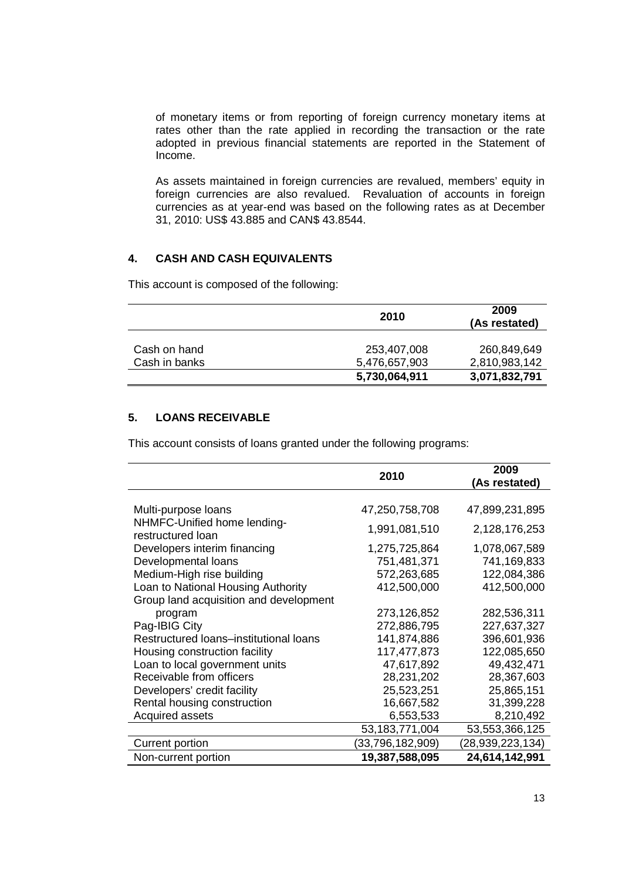of monetary items or from reporting of foreign currency monetary items at rates other than the rate applied in recording the transaction or the rate adopted in previous financial statements are reported in the Statement of Income.

As assets maintained in foreign currencies are revalued, members' equity in foreign currencies are also revalued. Revaluation of accounts in foreign currencies as at year-end was based on the following rates as at December 31, 2010: US$ 43.885 and CAN$ 43.8544.

## 4. CASH AND CASH EQUIVALENTS

This account is composed of the following:

| | 2010 | 2009 (As restated) |
|---|---|---|
| Cash on hand | 253,407,008 | 260,849,649 |
| Cash in banks | 5,476,657,903 | 2,810,983,142 |
| | **5,730,064,911** | **3,071,832,791** |

## 5. LOANS RECEIVABLE

This account consists of loans granted under the following programs:

| | 2010 | 2009 (As restated) |
|---|---|---|
| Multi-purpose loans | 47,250,758,708 | 47,899,231,895 |
| NHMFC-Unified home lending-restructured loan | 1,991,081,510 | 2,128,176,253 |
| Developers interim financing | 1,275,725,864 | 1,078,067,589 |
| Developmental loans | 751,481,371 | 741,169,833 |
| Medium-High rise building | 572,263,685 | 122,084,386 |
| Loan to National Housing Authority | 412,500,000 | 412,500,000 |
| Group land acquisition and development program | 273,126,852 | 282,536,311 |
| Pag-IBIG City | 272,886,795 | 227,637,327 |
| Restructured loans–institutional loans | 141,874,886 | 396,601,936 |
| Housing construction facility | 117,477,873 | 122,085,650 |
| Loan to local government units | 47,617,892 | 49,432,471 |
| Receivable from officers | 28,231,202 | 28,367,603 |
| Developers' credit facility | 25,523,251 | 25,865,151 |
| Rental housing construction | 16,667,582 | 31,399,228 |
| Acquired assets | 6,553,533 | 8,210,492 |
| | 53,183,771,004 | 53,553,366,125 |
| Current portion | (33,796,182,909) | (28,939,223,134) |
| Non-current portion | **19,387,588,095** | **24,614,142,991** |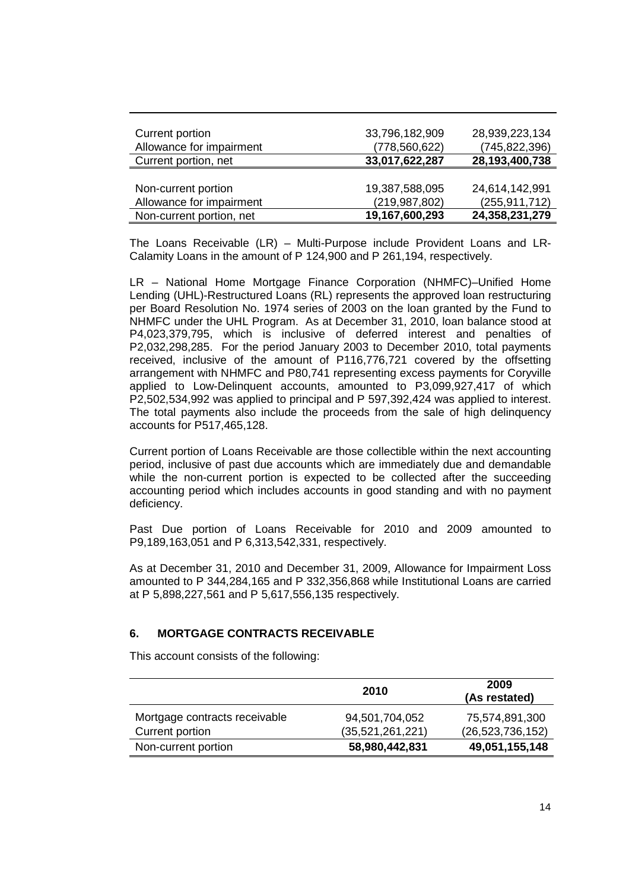| | | |
|---|---|---|
| Current portion | 33,796,182,909 | 28,939,223,134 |
| Allowance for impairment | (778,560,622) | (745,822,396) |
| Current portion, net | **33,017,622,287** | **28,193,400,738** |
| | | |
| Non-current portion | 19,387,588,095 | 24,614,142,991 |
| Allowance for impairment | (219,987,802) | (255,911,712) |
| Non-current portion, net | **19,167,600,293** | **24,358,231,279** |

The Loans Receivable (LR) – Multi-Purpose include Provident Loans and LR-Calamity Loans in the amount of P 124,900 and P 261,194, respectively.

LR – National Home Mortgage Finance Corporation (NHMFC)–Unified Home Lending (UHL)-Restructured Loans (RL) represents the approved loan restructuring per Board Resolution No. 1974 series of 2003 on the loan granted by the Fund to NHMFC under the UHL Program. As at December 31, 2010, loan balance stood at P4,023,379,795, which is inclusive of deferred interest and penalties of P2,032,298,285. For the period January 2003 to December 2010, total payments received, inclusive of the amount of P116,776,721 covered by the offsetting arrangement with NHMFC and P80,741 representing excess payments for Coryville applied to Low-Delinquent accounts, amounted to P3,099,927,417 of which P2,502,534,992 was applied to principal and P 597,392,424 was applied to interest. The total payments also include the proceeds from the sale of high delinquency accounts for P517,465,128.

Current portion of Loans Receivable are those collectible within the next accounting period, inclusive of past due accounts which are immediately due and demandable while the non-current portion is expected to be collected after the succeeding accounting period which includes accounts in good standing and with no payment deficiency.

Past Due portion of Loans Receivable for 2010 and 2009 amounted to P9,189,163,051 and P 6,313,542,331, respectively.

As at December 31, 2010 and December 31, 2009, Allowance for Impairment Loss amounted to P 344,284,165 and P 332,356,868 while Institutional Loans are carried at P 5,898,227,561 and P 5,617,556,135 respectively.

## 6. MORTGAGE CONTRACTS RECEIVABLE

This account consists of the following:

| | 2010 | 2009 (As restated) |
|---|---|---|
| Mortgage contracts receivable | 94,501,704,052 | 75,574,891,300 |
| Current portion | (35,521,261,221) | (26,523,736,152) |
| Non-current portion | **58,980,442,831** | **49,051,155,148** |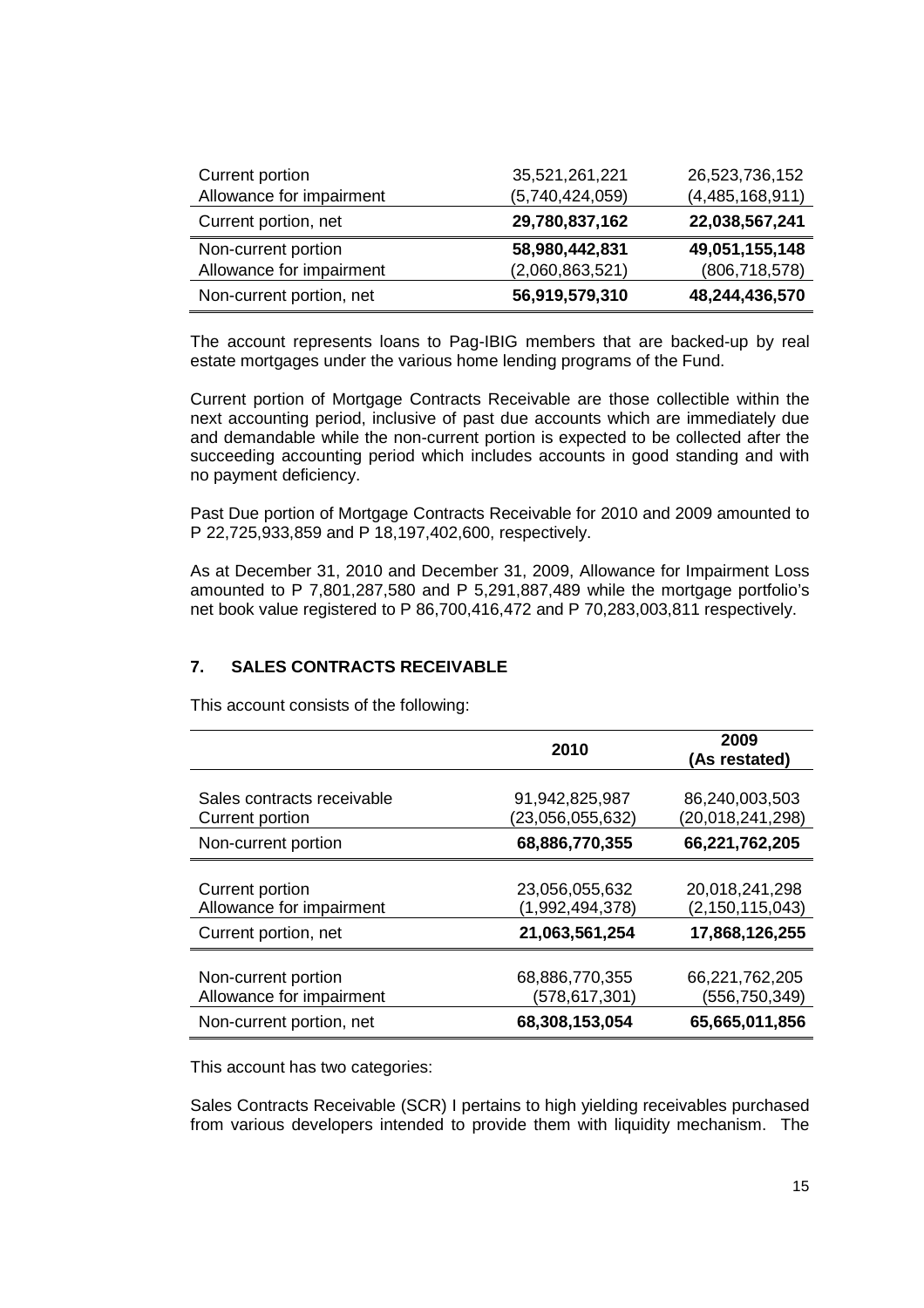| | | |
|---|---|---|
| Current portion | 35,521,261,221 | 26,523,736,152 |
| Allowance for impairment | (5,740,424,059) | (4,485,168,911) |
| **Current portion, net** | **29,780,837,162** | **22,038,567,241** |
| **Non-current portion** | **58,980,442,831** | **49,051,155,148** |
| Allowance for impairment | (2,060,863,521) | (806,718,578) |
| Non-current portion, net | **56,919,579,310** | **48,244,436,570** |

The account represents loans to Pag-IBIG members that are backed-up by real estate mortgages under the various home lending programs of the Fund.

Current portion of Mortgage Contracts Receivable are those collectible within the next accounting period, inclusive of past due accounts which are immediately due and demandable while the non-current portion is expected to be collected after the succeeding accounting period which includes accounts in good standing and with no payment deficiency.

Past Due portion of Mortgage Contracts Receivable for 2010 and 2009 amounted to P 22,725,933,859 and P 18,197,402,600, respectively.

As at December 31, 2010 and December 31, 2009, Allowance for Impairment Loss amounted to P 7,801,287,580 and P 5,291,887,489 while the mortgage portfolio's net book value registered to P 86,700,416,472 and P 70,283,003,811 respectively.

## 7. SALES CONTRACTS RECEIVABLE

This account consists of the following:

| | 2010 | 2009 (As restated) |
|---|---|---|
| Sales contracts receivable | 91,942,825,987 | 86,240,003,503 |
| Current portion | (23,056,055,632) | (20,018,241,298) |
| Non-current portion | **68,886,770,355** | **66,221,762,205** |
| Current portion | 23,056,055,632 | 20,018,241,298 |
| Allowance for impairment | (1,992,494,378) | (2,150,115,043) |
| Current portion, net | **21,063,561,254** | **17,868,126,255** |
| Non-current portion | 68,886,770,355 | 66,221,762,205 |
| Allowance for impairment | (578,617,301) | (556,750,349) |
| Non-current portion, net | **68,308,153,054** | **65,665,011,856** |

This account has two categories:

Sales Contracts Receivable (SCR) I pertains to high yielding receivables purchased from various developers intended to provide them with liquidity mechanism. The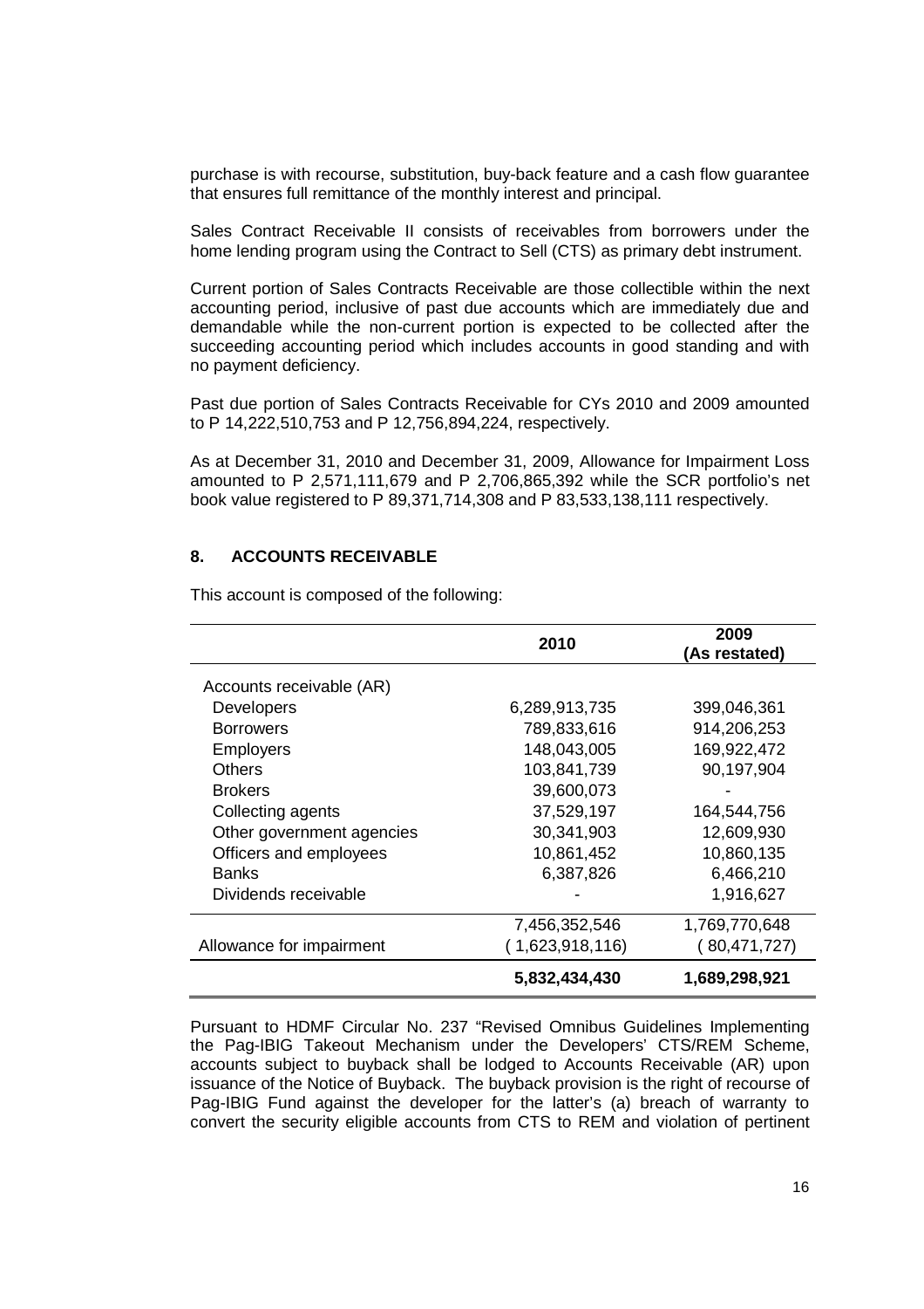purchase is with recourse, substitution, buy-back feature and a cash flow guarantee that ensures full remittance of the monthly interest and principal.

Sales Contract Receivable II consists of receivables from borrowers under the home lending program using the Contract to Sell (CTS) as primary debt instrument.

Current portion of Sales Contracts Receivable are those collectible within the next accounting period, inclusive of past due accounts which are immediately due and demandable while the non-current portion is expected to be collected after the succeeding accounting period which includes accounts in good standing and with no payment deficiency.

Past due portion of Sales Contracts Receivable for CYs 2010 and 2009 amounted to P 14,222,510,753 and P 12,756,894,224, respectively.

As at December 31, 2010 and December 31, 2009, Allowance for Impairment Loss amounted to P 2,571,111,679 and P 2,706,865,392 while the SCR portfolio's net book value registered to P 89,371,714,308 and P 83,533,138,111 respectively.

## 8. ACCOUNTS RECEIVABLE

This account is composed of the following:

| | 2010 | 2009 (As restated) |
|---|---|---|
| Accounts receivable (AR) | | |
| Developers | 6,289,913,735 | 399,046,361 |
| Borrowers | 789,833,616 | 914,206,253 |
| Employers | 148,043,005 | 169,922,472 |
| Others | 103,841,739 | 90,197,904 |
| Brokers | 39,600,073 | - |
| Collecting agents | 37,529,197 | 164,544,756 |
| Other government agencies | 30,341,903 | 12,609,930 |
| Officers and employees | 10,861,452 | 10,860,135 |
| Banks | 6,387,826 | 6,466,210 |
| Dividends receivable | - | 1,916,627 |
| | 7,456,352,546 | 1,769,770,648 |
| Allowance for impairment | ( 1,623,918,116) | ( 80,471,727) |
| | **5,832,434,430** | **1,689,298,921** |

Pursuant to HDMF Circular No. 237 "Revised Omnibus Guidelines Implementing the Pag-IBIG Takeout Mechanism under the Developers' CTS/REM Scheme, accounts subject to buyback shall be lodged to Accounts Receivable (AR) upon issuance of the Notice of Buyback. The buyback provision is the right of recourse of Pag-IBIG Fund against the developer for the latter's (a) breach of warranty to convert the security eligible accounts from CTS to REM and violation of pertinent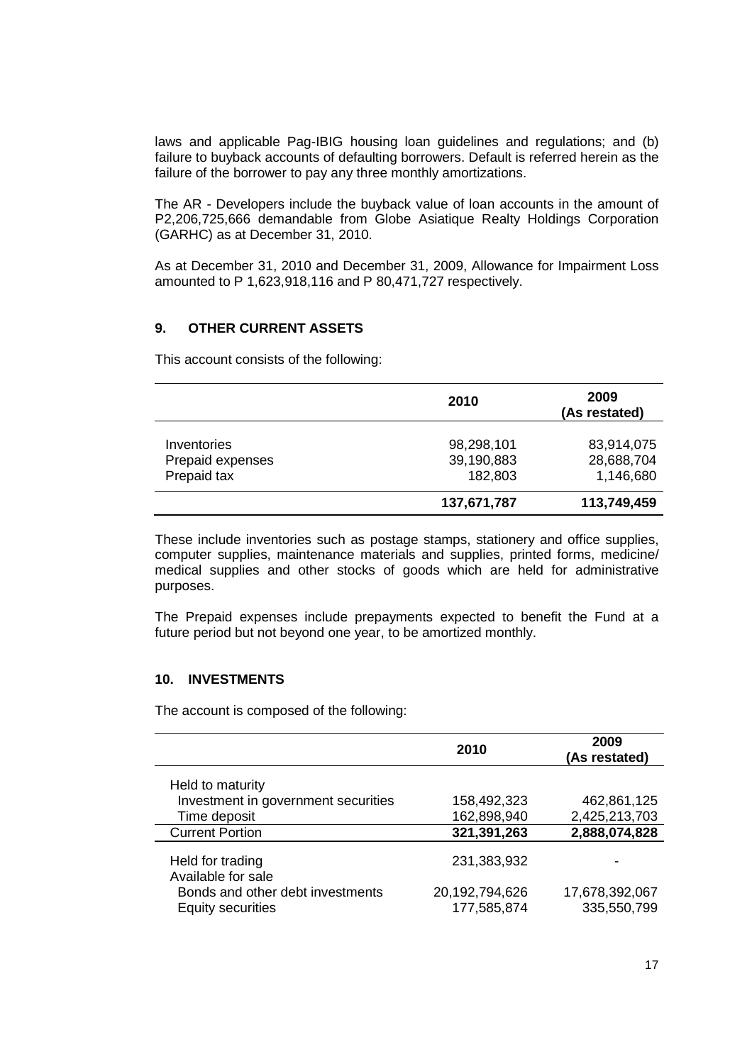laws and applicable Pag-IBIG housing loan guidelines and regulations; and (b) failure to buyback accounts of defaulting borrowers. Default is referred herein as the failure of the borrower to pay any three monthly amortizations.

The AR - Developers include the buyback value of loan accounts in the amount of P2,206,725,666 demandable from Globe Asiatique Realty Holdings Corporation (GARHC) as at December 31, 2010.

As at December 31, 2010 and December 31, 2009, Allowance for Impairment Loss amounted to P 1,623,918,116 and P 80,471,727 respectively.

## 9. OTHER CURRENT ASSETS

This account consists of the following:

| | 2010 | 2009 (As restated) |
|---|---|---|
| Inventories | 98,298,101 | 83,914,075 |
| Prepaid expenses | 39,190,883 | 28,688,704 |
| Prepaid tax | 182,803 | 1,146,680 |
| | **137,671,787** | **113,749,459** |

These include inventories such as postage stamps, stationery and office supplies, computer supplies, maintenance materials and supplies, printed forms, medicine/ medical supplies and other stocks of goods which are held for administrative purposes.

The Prepaid expenses include prepayments expected to benefit the Fund at a future period but not beyond one year, to be amortized monthly.

## 10. INVESTMENTS

The account is composed of the following:

| | 2010 | 2009 (As restated) |
|---|---|---|
| Held to maturity | | |
| Investment in government securities | 158,492,323 | 462,861,125 |
| Time deposit | 162,898,940 | 2,425,213,703 |
| Current Portion | **321,391,263** | **2,888,074,828** |
| Held for trading | 231,383,932 | - |
| Available for sale | | |
| Bonds and other debt investments | 20,192,794,626 | 17,678,392,067 |
| Equity securities | 177,585,874 | 335,550,799 |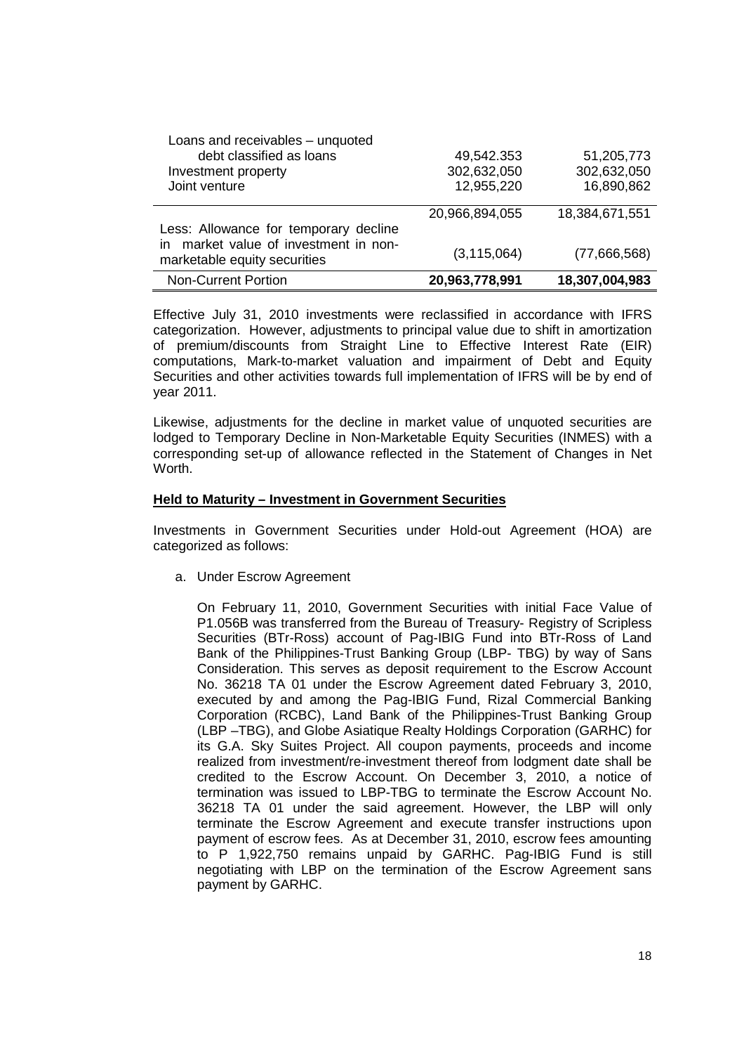| | | |
|---|---|---|
| Loans and receivables – unquoted debt classified as loans | 49,542.353 | 51,205,773 |
| Investment property | 302,632,050 | 302,632,050 |
| Joint venture | 12,955,220 | 16,890,862 |
| | 20,966,894,055 | 18,384,671,551 |
| Less: Allowance for temporary decline in market value of investment in non-marketable equity securities | (3,115,064) | (77,666,568) |
| Non-Current Portion | **20,963,778,991** | **18,307,004,983** |

Effective July 31, 2010 investments were reclassified in accordance with IFRS categorization. However, adjustments to principal value due to shift in amortization of premium/discounts from Straight Line to Effective Interest Rate (EIR) computations, Mark-to-market valuation and impairment of Debt and Equity Securities and other activities towards full implementation of IFRS will be by end of year 2011.

Likewise, adjustments for the decline in market value of unquoted securities are lodged to Temporary Decline in Non-Marketable Equity Securities (INMES) with a corresponding set-up of allowance reflected in the Statement of Changes in Net Worth.

**Held to Maturity – Investment in Government Securities**

Investments in Government Securities under Hold-out Agreement (HOA) are categorized as follows:

a. Under Escrow Agreement

   On February 11, 2010, Government Securities with initial Face Value of P1.056B was transferred from the Bureau of Treasury- Registry of Scripless Securities (BTr-Ross) account of Pag-IBIG Fund into BTr-Ross of Land Bank of the Philippines-Trust Banking Group (LBP- TBG) by way of Sans Consideration. This serves as deposit requirement to the Escrow Account No. 36218 TA 01 under the Escrow Agreement dated February 3, 2010, executed by and among the Pag-IBIG Fund, Rizal Commercial Banking Corporation (RCBC), Land Bank of the Philippines-Trust Banking Group (LBP –TBG), and Globe Asiatique Realty Holdings Corporation (GARHC) for its G.A. Sky Suites Project. All coupon payments, proceeds and income realized from investment/re-investment thereof from lodgment date shall be credited to the Escrow Account. On December 3, 2010, a notice of termination was issued to LBP-TBG to terminate the Escrow Account No. 36218 TA 01 under the said agreement. However, the LBP will only terminate the Escrow Agreement and execute transfer instructions upon payment of escrow fees. As at December 31, 2010, escrow fees amounting to P 1,922,750 remains unpaid by GARHC. Pag-IBIG Fund is still negotiating with LBP on the termination of the Escrow Agreement sans payment by GARHC.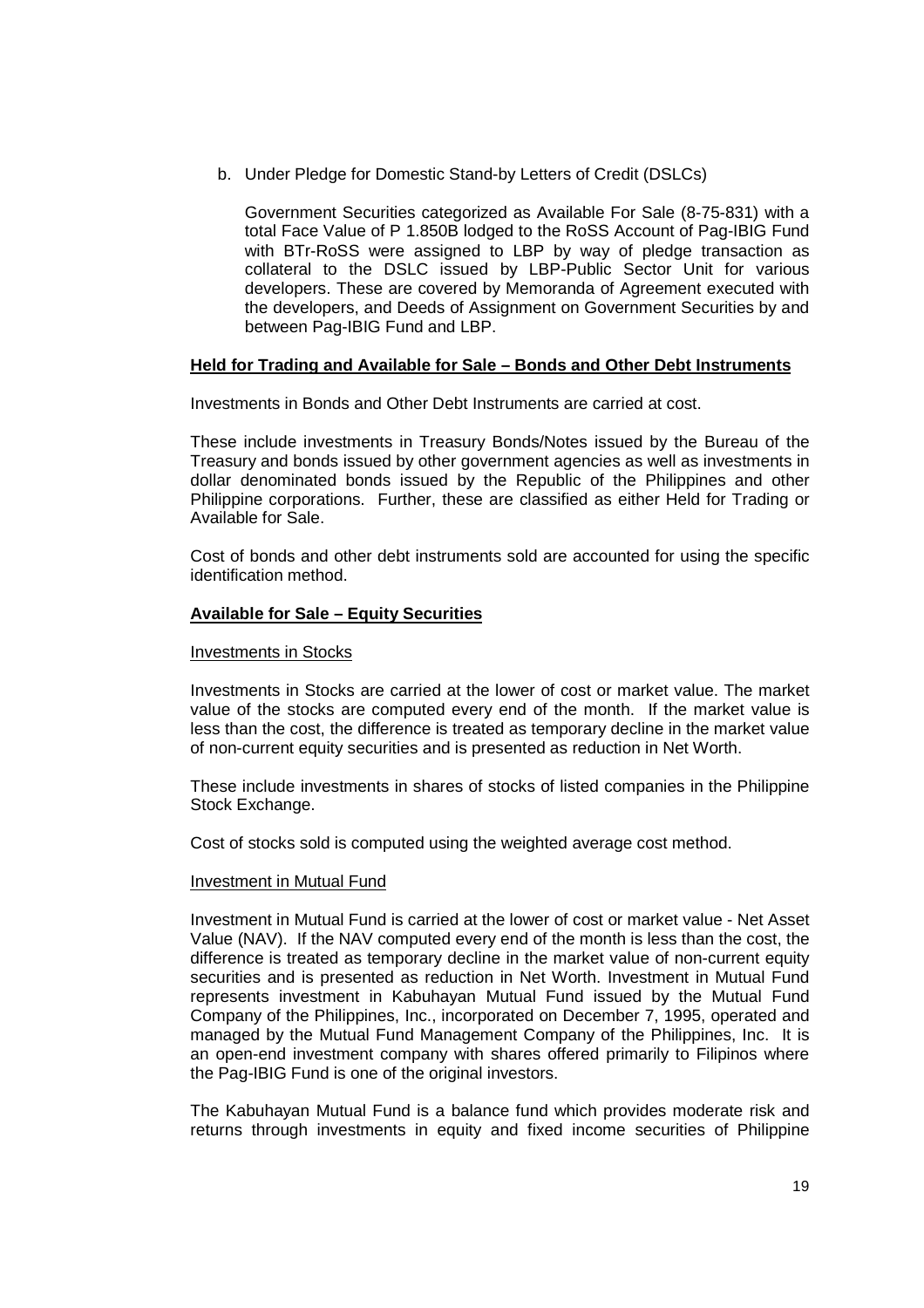b. Under Pledge for Domestic Stand-by Letters of Credit (DSLCs)

   Government Securities categorized as Available For Sale (8-75-831) with a total Face Value of P 1.850B lodged to the RoSS Account of Pag-IBIG Fund with BTr-RoSS were assigned to LBP by way of pledge transaction as collateral to the DSLC issued by LBP-Public Sector Unit for various developers. These are covered by Memoranda of Agreement executed with the developers, and Deeds of Assignment on Government Securities by and between Pag-IBIG Fund and LBP.

**<u>Held for Trading and Available for Sale – Bonds and Other Debt Instruments</u>**

Investments in Bonds and Other Debt Instruments are carried at cost.

These include investments in Treasury Bonds/Notes issued by the Bureau of the Treasury and bonds issued by other government agencies as well as investments in dollar denominated bonds issued by the Republic of the Philippines and other Philippine corporations. Further, these are classified as either Held for Trading or Available for Sale.

Cost of bonds and other debt instruments sold are accounted for using the specific identification method.

**<u>Available for Sale – Equity Securities</u>**

<u>Investments in Stocks</u>

Investments in Stocks are carried at the lower of cost or market value. The market value of the stocks are computed every end of the month. If the market value is less than the cost, the difference is treated as temporary decline in the market value of non-current equity securities and is presented as reduction in Net Worth.

These include investments in shares of stocks of listed companies in the Philippine Stock Exchange.

Cost of stocks sold is computed using the weighted average cost method.

<u>Investment in Mutual Fund</u>

Investment in Mutual Fund is carried at the lower of cost or market value - Net Asset Value (NAV). If the NAV computed every end of the month is less than the cost, the difference is treated as temporary decline in the market value of non-current equity securities and is presented as reduction in Net Worth. Investment in Mutual Fund represents investment in Kabuhayan Mutual Fund issued by the Mutual Fund Company of the Philippines, Inc., incorporated on December 7, 1995, operated and managed by the Mutual Fund Management Company of the Philippines, Inc. It is an open-end investment company with shares offered primarily to Filipinos where the Pag-IBIG Fund is one of the original investors.

The Kabuhayan Mutual Fund is a balance fund which provides moderate risk and returns through investments in equity and fixed income securities of Philippine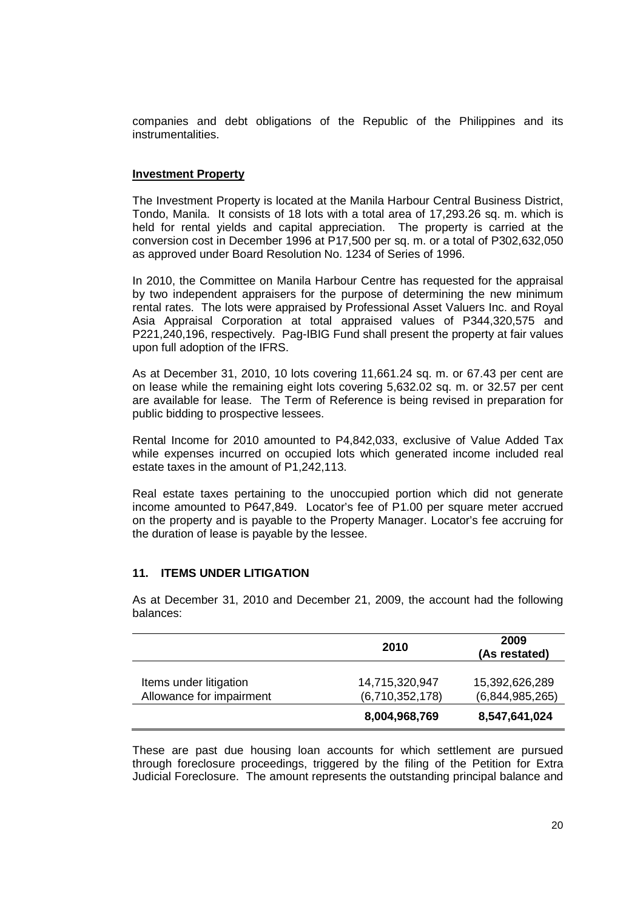companies and debt obligations of the Republic of the Philippines and its instrumentalities.

**Investment Property**

The Investment Property is located at the Manila Harbour Central Business District, Tondo, Manila. It consists of 18 lots with a total area of 17,293.26 sq. m. which is held for rental yields and capital appreciation. The property is carried at the conversion cost in December 1996 at P17,500 per sq. m. or a total of P302,632,050 as approved under Board Resolution No. 1234 of Series of 1996.

In 2010, the Committee on Manila Harbour Centre has requested for the appraisal by two independent appraisers for the purpose of determining the new minimum rental rates. The lots were appraised by Professional Asset Valuers Inc. and Royal Asia Appraisal Corporation at total appraised values of P344,320,575 and P221,240,196, respectively. Pag-IBIG Fund shall present the property at fair values upon full adoption of the IFRS.

As at December 31, 2010, 10 lots covering 11,661.24 sq. m. or 67.43 per cent are on lease while the remaining eight lots covering 5,632.02 sq. m. or 32.57 per cent are available for lease. The Term of Reference is being revised in preparation for public bidding to prospective lessees.

Rental Income for 2010 amounted to P4,842,033, exclusive of Value Added Tax while expenses incurred on occupied lots which generated income included real estate taxes in the amount of P1,242,113.

Real estate taxes pertaining to the unoccupied portion which did not generate income amounted to P647,849. Locator's fee of P1.00 per square meter accrued on the property and is payable to the Property Manager. Locator's fee accruing for the duration of lease is payable by the lessee.

## 11. ITEMS UNDER LITIGATION

As at December 31, 2010 and December 21, 2009, the account had the following balances:

| | 2010 | 2009 (As restated) |
|---|---|---|
| Items under litigation | 14,715,320,947 | 15,392,626,289 |
| Allowance for impairment | (6,710,352,178) | (6,844,985,265) |
| | **8,004,968,769** | **8,547,641,024** |

These are past due housing loan accounts for which settlement are pursued through foreclosure proceedings, triggered by the filing of the Petition for Extra Judicial Foreclosure. The amount represents the outstanding principal balance and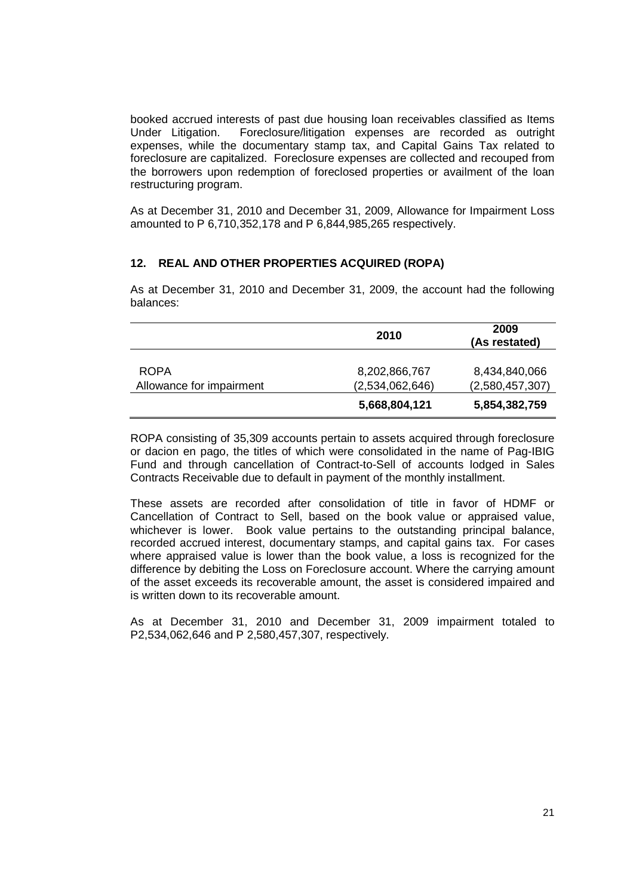booked accrued interests of past due housing loan receivables classified as Items Under Litigation. Foreclosure/litigation expenses are recorded as outright expenses, while the documentary stamp tax, and Capital Gains Tax related to foreclosure are capitalized. Foreclosure expenses are collected and recouped from the borrowers upon redemption of foreclosed properties or availment of the loan restructuring program.

As at December 31, 2010 and December 31, 2009, Allowance for Impairment Loss amounted to P 6,710,352,178 and P 6,844,985,265 respectively.

## 12. REAL AND OTHER PROPERTIES ACQUIRED (ROPA)

As at December 31, 2010 and December 31, 2009, the account had the following balances:

| | 2010 | 2009 (As restated) |
|---|---|---|
| ROPA | 8,202,866,767 | 8,434,840,066 |
| Allowance for impairment | (2,534,062,646) | (2,580,457,307) |
| | **5,668,804,121** | **5,854,382,759** |

ROPA consisting of 35,309 accounts pertain to assets acquired through foreclosure or dacion en pago, the titles of which were consolidated in the name of Pag-IBIG Fund and through cancellation of Contract-to-Sell of accounts lodged in Sales Contracts Receivable due to default in payment of the monthly installment.

These assets are recorded after consolidation of title in favor of HDMF or Cancellation of Contract to Sell, based on the book value or appraised value, whichever is lower. Book value pertains to the outstanding principal balance, recorded accrued interest, documentary stamps, and capital gains tax. For cases where appraised value is lower than the book value, a loss is recognized for the difference by debiting the Loss on Foreclosure account. Where the carrying amount of the asset exceeds its recoverable amount, the asset is considered impaired and is written down to its recoverable amount.

As at December 31, 2010 and December 31, 2009 impairment totaled to P2,534,062,646 and P 2,580,457,307, respectively.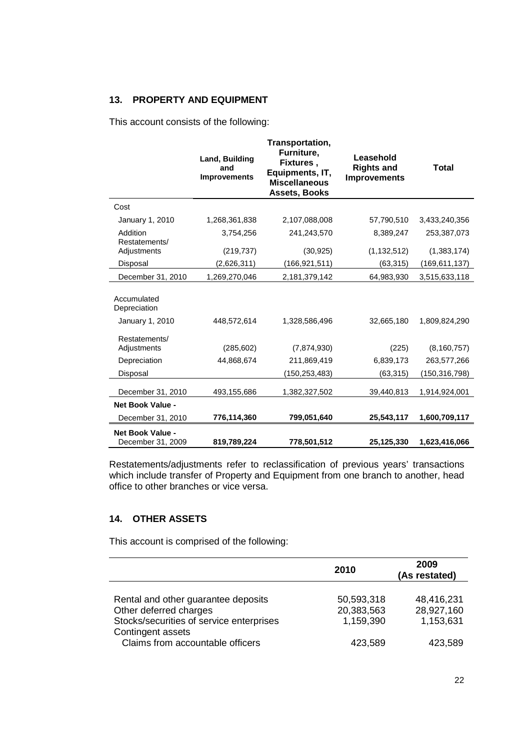## 13. PROPERTY AND EQUIPMENT

This account consists of the following:

| | Land, Building and Improvements | Transportation, Furniture, Fixtures , Equipments, IT, Miscellaneous Assets, Books | Leasehold Rights and Improvements | Total |
|---|---|---|---|---|
| Cost | | | | |
| January 1, 2010 | 1,268,361,838 | 2,107,088,008 | 57,790,510 | 3,433,240,356 |
| Addition | 3,754,256 | 241,243,570 | 8,389,247 | 253,387,073 |
| Restatements/ Adjustments | (219,737) | (30,925) | (1,132,512) | (1,383,174) |
| Disposal | (2,626,311) | (166,921,511) | (63,315) | (169,611,137) |
| December 31, 2010 | 1,269,270,046 | 2,181,379,142 | 64,983,930 | 3,515,633,118 |
| Accumulated Depreciation | | | | |
| January 1, 2010 | 448,572,614 | 1,328,586,496 | 32,665,180 | 1,809,824,290 |
| Restatements/ Adjustments | (285,602) | (7,874,930) | (225) | (8,160,757) |
| Depreciation | 44,868,674 | 211,869,419 | 6,839,173 | 263,577,266 |
| Disposal | | (150,253,483) | (63,315) | (150,316,798) |
| December 31, 2010 | 493,155,686 | 1,382,327,502 | 39,440,813 | 1,914,924,001 |
| **Net Book Value -** | | | | |
| December 31, 2010 | **776,114,360** | **799,051,640** | **25,543,117** | **1,600,709,117** |
| **Net Book Value -** December 31, 2009 | **819,789,224** | **778,501,512** | **25,125,330** | **1,623,416,066** |

Restatements/adjustments refer to reclassification of previous years' transactions which include transfer of Property and Equipment from one branch to another, head office to other branches or vice versa.

## 14. OTHER ASSETS

This account is comprised of the following:

| | 2010 | 2009 (As restated) |
|---|---|---|
| Rental and other guarantee deposits | 50,593,318 | 48,416,231 |
| Other deferred charges | 20,383,563 | 28,927,160 |
| Stocks/securities of service enterprises | 1,159,390 | 1,153,631 |
| Contingent assets | | |
| Claims from accountable officers | 423,589 | 423,589 |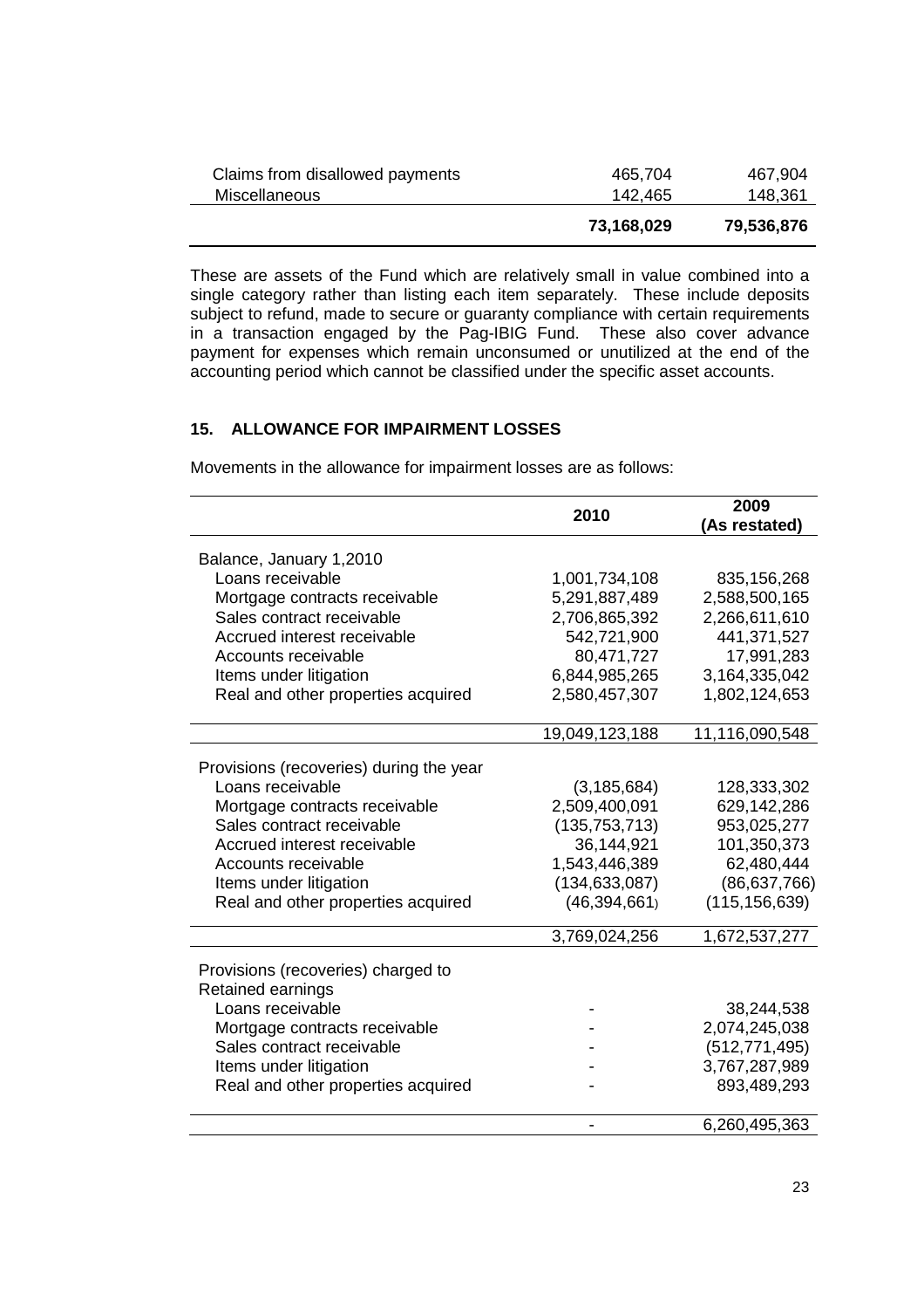| | | |
|---|---|---|
| Claims from disallowed payments | 465,704 | 467,904 |
| Miscellaneous | 142,465 | 148,361 |
| | **73,168,029** | **79,536,876** |

These are assets of the Fund which are relatively small in value combined into a single category rather than listing each item separately. These include deposits subject to refund, made to secure or guaranty compliance with certain requirements in a transaction engaged by the Pag-IBIG Fund. These also cover advance payment for expenses which remain unconsumed or unutilized at the end of the accounting period which cannot be classified under the specific asset accounts.

## 15. ALLOWANCE FOR IMPAIRMENT LOSSES

Movements in the allowance for impairment losses are as follows:

| | 2010 | 2009 (As restated) |
|---|---|---|
| Balance, January 1,2010 | | |
| Loans receivable | 1,001,734,108 | 835,156,268 |
| Mortgage contracts receivable | 5,291,887,489 | 2,588,500,165 |
| Sales contract receivable | 2,706,865,392 | 2,266,611,610 |
| Accrued interest receivable | 542,721,900 | 441,371,527 |
| Accounts receivable | 80,471,727 | 17,991,283 |
| Items under litigation | 6,844,985,265 | 3,164,335,042 |
| Real and other properties acquired | 2,580,457,307 | 1,802,124,653 |
| | 19,049,123,188 | 11,116,090,548 |
| Provisions (recoveries) during the year | | |
| Loans receivable | (3,185,684) | 128,333,302 |
| Mortgage contracts receivable | 2,509,400,091 | 629,142,286 |
| Sales contract receivable | (135,753,713) | 953,025,277 |
| Accrued interest receivable | 36,144,921 | 101,350,373 |
| Accounts receivable | 1,543,446,389 | 62,480,444 |
| Items under litigation | (134,633,087) | (86,637,766) |
| Real and other properties acquired | (46,394,661) | (115,156,639) |
| | 3,769,024,256 | 1,672,537,277 |
| Provisions (recoveries) charged to Retained earnings | | |
| Loans receivable | - | 38,244,538 |
| Mortgage contracts receivable | - | 2,074,245,038 |
| Sales contract receivable | - | (512,771,495) |
| Items under litigation | - | 3,767,287,989 |
| Real and other properties acquired | - | 893,489,293 |
| | - | 6,260,495,363 |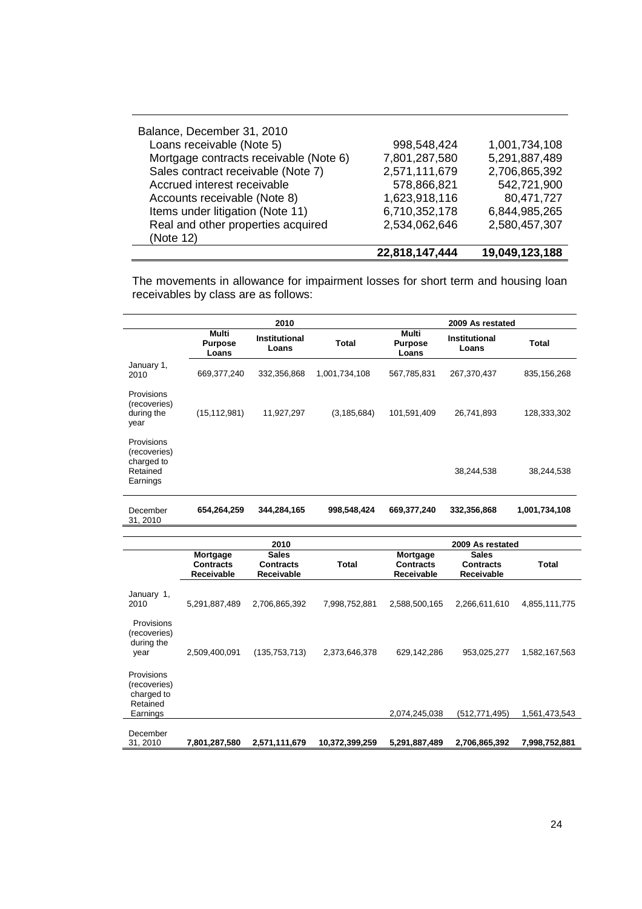| | | |
|---|---|---|
| Balance, December 31, 2010 | | |
| Loans receivable (Note 5) | 998,548,424 | 1,001,734,108 |
| Mortgage contracts receivable (Note 6) | 7,801,287,580 | 5,291,887,489 |
| Sales contract receivable (Note 7) | 2,571,111,679 | 2,706,865,392 |
| Accrued interest receivable | 578,866,821 | 542,721,900 |
| Accounts receivable (Note 8) | 1,623,918,116 | 80,471,727 |
| Items under litigation (Note 11) | 6,710,352,178 | 6,844,985,265 |
| Real and other properties acquired (Note 12) | 2,534,062,646 | 2,580,457,307 |
| | **22,818,147,444** | **19,049,123,188** |

The movements in allowance for impairment losses for short term and housing loan receivables by class are as follows:

| | 2010 | | | 2009 As restated | | |
|---|---|---|---|---|---|---|
| | **Multi Purpose Loans** | **Institutional Loans** | **Total** | **Multi Purpose Loans** | **Institutional Loans** | **Total** |
| January 1, 2010 | 669,377,240 | 332,356,868 | 1,001,734,108 | 567,785,831 | 267,370,437 | 835,156,268 |
| Provisions (recoveries) during the year | (15,112,981) | 11,927,297 | (3,185,684) | 101,591,409 | 26,741,893 | 128,333,302 |
| Provisions (recoveries) charged to Retained Earnings | | | | | 38,244,538 | 38,244,538 |
| December 31, 2010 | **654,264,259** | **344,284,165** | **998,548,424** | **669,377,240** | **332,356,868** | **1,001,734,108** |

| | 2010 | | | 2009 As restated | | |
|---|---|---|---|---|---|---|
| | **Mortgage Contracts Receivable** | **Sales Contracts Receivable** | **Total** | **Mortgage Contracts Receivable** | **Sales Contracts Receivable** | **Total** |
| January 1, 2010 | 5,291,887,489 | 2,706,865,392 | 7,998,752,881 | 2,588,500,165 | 2,266,611,610 | 4,855,111,775 |
| Provisions (recoveries) during the year | 2,509,400,091 | (135,753,713) | 2,373,646,378 | 629,142,286 | 953,025,277 | 1,582,167,563 |
| Provisions (recoveries) charged to Retained Earnings | | | | 2,074,245,038 | (512,771,495) | 1,561,473,543 |
| December 31, 2010 | **7,801,287,580** | **2,571,111,679** | **10,372,399,259** | **5,291,887,489** | **2,706,865,392** | **7,998,752,881** |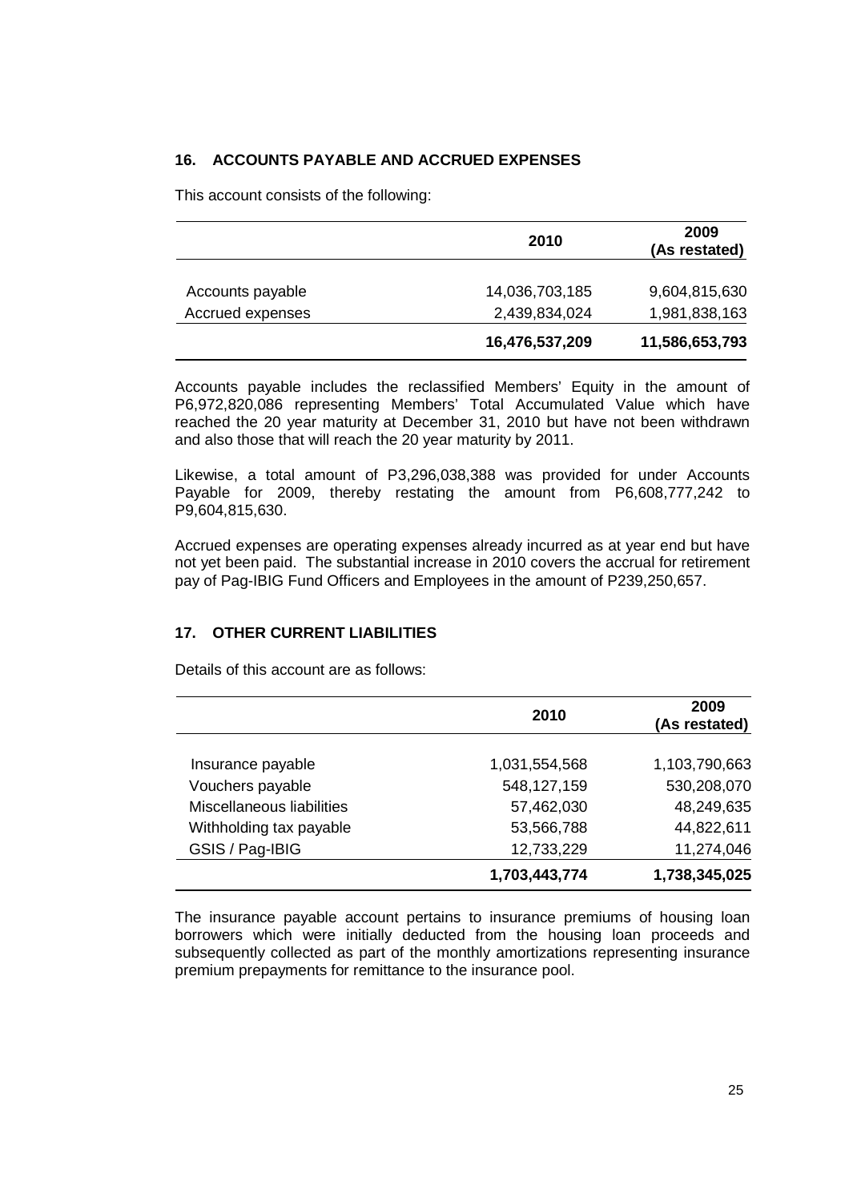## 16. ACCOUNTS PAYABLE AND ACCRUED EXPENSES

This account consists of the following:

| | 2010 | 2009 (As restated) |
|---|---|---|
| Accounts payable | 14,036,703,185 | 9,604,815,630 |
| Accrued expenses | 2,439,834,024 | 1,981,838,163 |
| | **16,476,537,209** | **11,586,653,793** |

Accounts payable includes the reclassified Members' Equity in the amount of P6,972,820,086 representing Members' Total Accumulated Value which have reached the 20 year maturity at December 31, 2010 but have not been withdrawn and also those that will reach the 20 year maturity by 2011.

Likewise, a total amount of P3,296,038,388 was provided for under Accounts Payable for 2009, thereby restating the amount from P6,608,777,242 to P9,604,815,630.

Accrued expenses are operating expenses already incurred as at year end but have not yet been paid. The substantial increase in 2010 covers the accrual for retirement pay of Pag-IBIG Fund Officers and Employees in the amount of P239,250,657.

## 17. OTHER CURRENT LIABILITIES

Details of this account are as follows:

| | 2010 | 2009 (As restated) |
|---|---|---|
| Insurance payable | 1,031,554,568 | 1,103,790,663 |
| Vouchers payable | 548,127,159 | 530,208,070 |
| Miscellaneous liabilities | 57,462,030 | 48,249,635 |
| Withholding tax payable | 53,566,788 | 44,822,611 |
| GSIS / Pag-IBIG | 12,733,229 | 11,274,046 |
| | **1,703,443,774** | **1,738,345,025** |

The insurance payable account pertains to insurance premiums of housing loan borrowers which were initially deducted from the housing loan proceeds and subsequently collected as part of the monthly amortizations representing insurance premium prepayments for remittance to the insurance pool.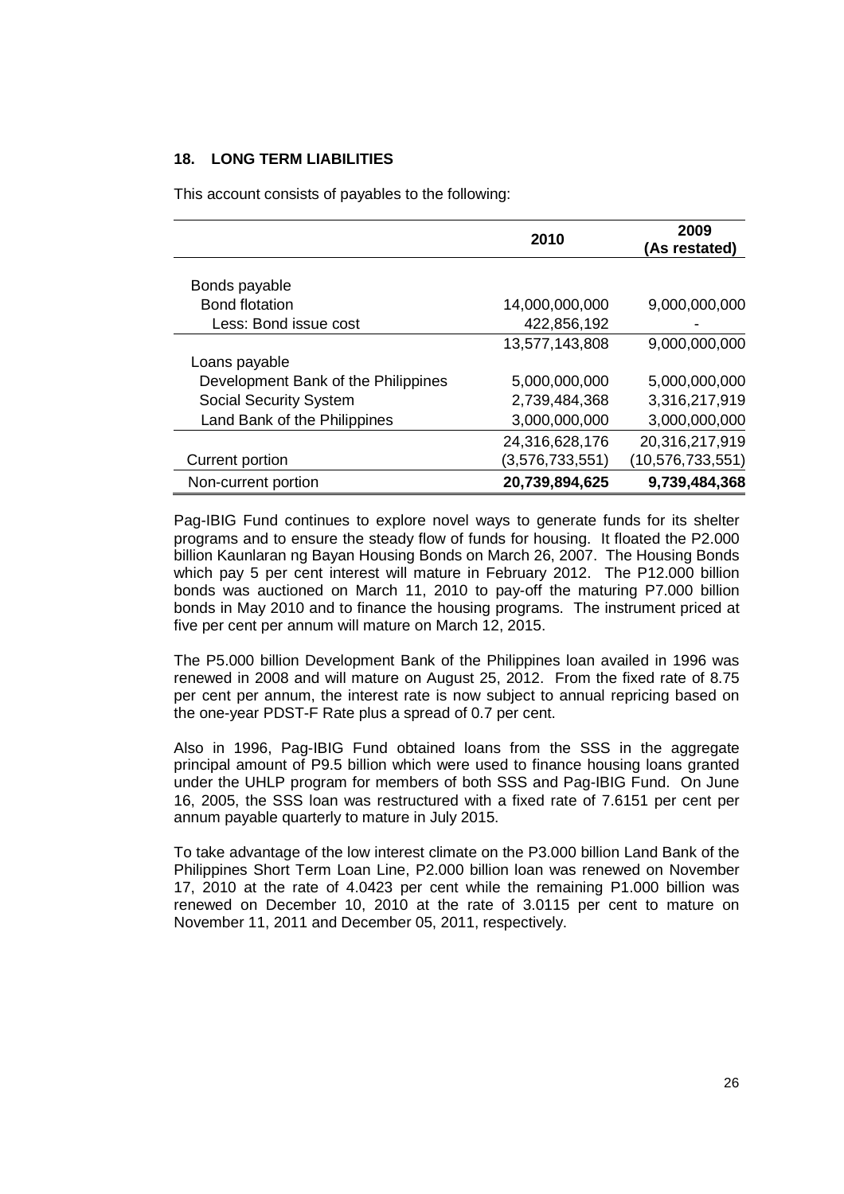## 18. LONG TERM LIABILITIES

This account consists of payables to the following:

| | 2010 | 2009 (As restated) |
|---|---|---|
| Bonds payable | | |
| Bond flotation | 14,000,000,000 | 9,000,000,000 |
| Less: Bond issue cost | 422,856,192 | - |
| | 13,577,143,808 | 9,000,000,000 |
| Loans payable | | |
| Development Bank of the Philippines | 5,000,000,000 | 5,000,000,000 |
| Social Security System | 2,739,484,368 | 3,316,217,919 |
| Land Bank of the Philippines | 3,000,000,000 | 3,000,000,000 |
| | 24,316,628,176 | 20,316,217,919 |
| Current portion | (3,576,733,551) | (10,576,733,551) |
| Non-current portion | **20,739,894,625** | **9,739,484,368** |

Pag-IBIG Fund continues to explore novel ways to generate funds for its shelter programs and to ensure the steady flow of funds for housing. It floated the P2.000 billion Kaunlaran ng Bayan Housing Bonds on March 26, 2007. The Housing Bonds which pay 5 per cent interest will mature in February 2012. The P12.000 billion bonds was auctioned on March 11, 2010 to pay-off the maturing P7.000 billion bonds in May 2010 and to finance the housing programs. The instrument priced at five per cent per annum will mature on March 12, 2015.

The P5.000 billion Development Bank of the Philippines loan availed in 1996 was renewed in 2008 and will mature on August 25, 2012. From the fixed rate of 8.75 per cent per annum, the interest rate is now subject to annual repricing based on the one-year PDST-F Rate plus a spread of 0.7 per cent.

Also in 1996, Pag-IBIG Fund obtained loans from the SSS in the aggregate principal amount of P9.5 billion which were used to finance housing loans granted under the UHLP program for members of both SSS and Pag-IBIG Fund. On June 16, 2005, the SSS loan was restructured with a fixed rate of 7.6151 per cent per annum payable quarterly to mature in July 2015.

To take advantage of the low interest climate on the P3.000 billion Land Bank of the Philippines Short Term Loan Line, P2.000 billion loan was renewed on November 17, 2010 at the rate of 4.0423 per cent while the remaining P1.000 billion was renewed on December 10, 2010 at the rate of 3.0115 per cent to mature on November 11, 2011 and December 05, 2011, respectively.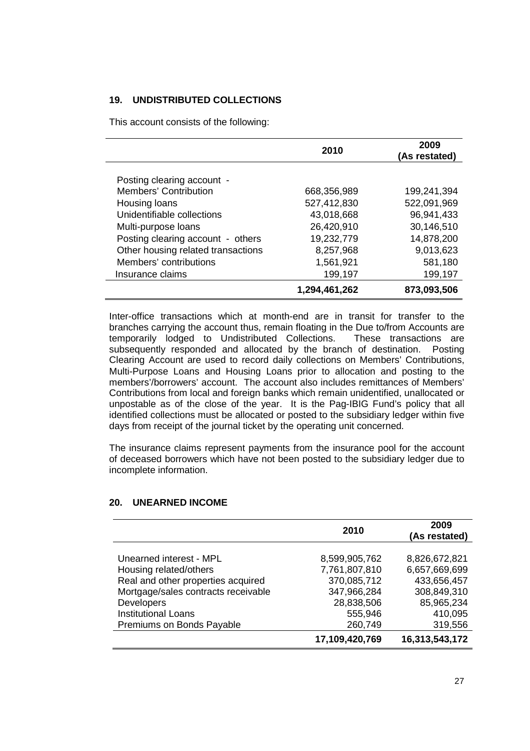## 19. UNDISTRIBUTED COLLECTIONS

This account consists of the following:

| | 2010 | 2009 (As restated) |
|---|---|---|
| Posting clearing account - | | |
| Members' Contribution | 668,356,989 | 199,241,394 |
| Housing loans | 527,412,830 | 522,091,969 |
| Unidentifiable collections | 43,018,668 | 96,941,433 |
| Multi-purpose loans | 26,420,910 | 30,146,510 |
| Posting clearing account - others | 19,232,779 | 14,878,200 |
| Other housing related transactions | 8,257,968 | 9,013,623 |
| Members' contributions | 1,561,921 | 581,180 |
| Insurance claims | 199,197 | 199,197 |
| | **1,294,461,262** | **873,093,506** |

Inter-office transactions which at month-end are in transit for transfer to the branches carrying the account thus, remain floating in the Due to/from Accounts are temporarily lodged to Undistributed Collections. These transactions are subsequently responded and allocated by the branch of destination. Posting Clearing Account are used to record daily collections on Members' Contributions, Multi-Purpose Loans and Housing Loans prior to allocation and posting to the members'/borrowers' account. The account also includes remittances of Members' Contributions from local and foreign banks which remain unidentified, unallocated or unpostable as of the close of the year. It is the Pag-IBIG Fund's policy that all identified collections must be allocated or posted to the subsidiary ledger within five days from receipt of the journal ticket by the operating unit concerned.

The insurance claims represent payments from the insurance pool for the account of deceased borrowers which have not been posted to the subsidiary ledger due to incomplete information.

## 20. UNEARNED INCOME

| | 2010 | 2009 (As restated) |
|---|---|---|
| Unearned interest - MPL | 8,599,905,762 | 8,826,672,821 |
| Housing related/others | 7,761,807,810 | 6,657,669,699 |
| Real and other properties acquired | 370,085,712 | 433,656,457 |
| Mortgage/sales contracts receivable | 347,966,284 | 308,849,310 |
| Developers | 28,838,506 | 85,965,234 |
| Institutional Loans | 555,946 | 410,095 |
| Premiums on Bonds Payable | 260,749 | 319,556 |
| | **17,109,420,769** | **16,313,543,172** |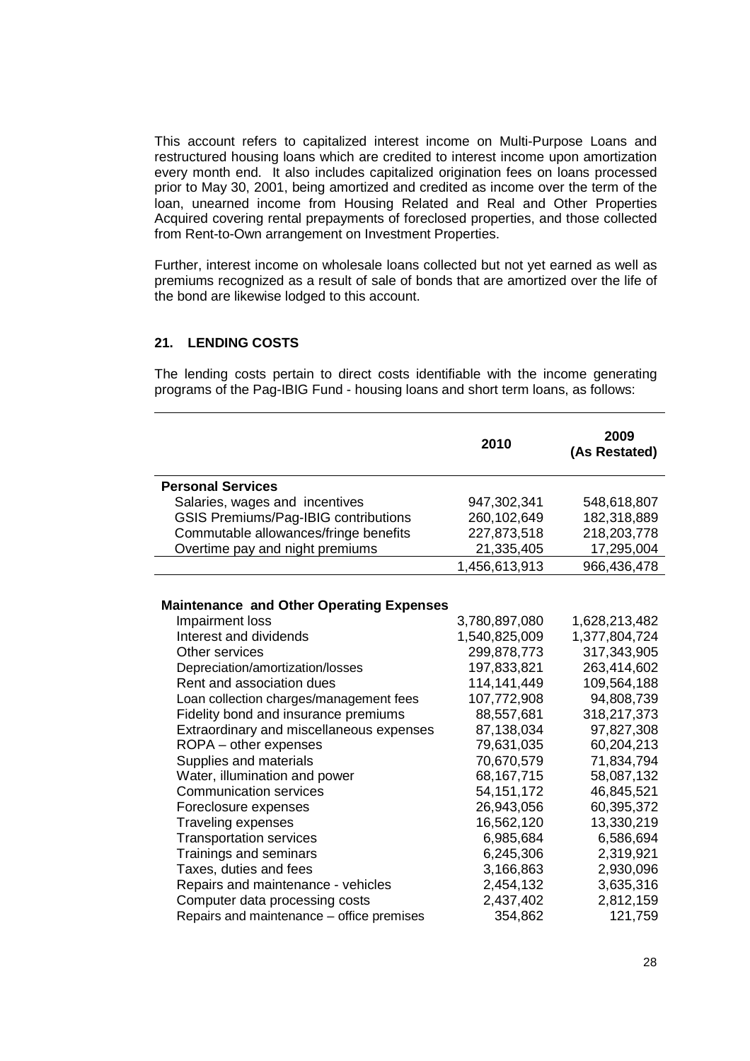This account refers to capitalized interest income on Multi-Purpose Loans and restructured housing loans which are credited to interest income upon amortization every month end. It also includes capitalized origination fees on loans processed prior to May 30, 2001, being amortized and credited as income over the term of the loan, unearned income from Housing Related and Real and Other Properties Acquired covering rental prepayments of foreclosed properties, and those collected from Rent-to-Own arrangement on Investment Properties.

Further, interest income on wholesale loans collected but not yet earned as well as premiums recognized as a result of sale of bonds that are amortized over the life of the bond are likewise lodged to this account.

## 21. LENDING COSTS

The lending costs pertain to direct costs identifiable with the income generating programs of the Pag-IBIG Fund - housing loans and short term loans, as follows:

| | 2010 | 2009 (As Restated) |
|---|---|---|
| **Personal Services** | | |
| Salaries, wages and incentives | 947,302,341 | 548,618,807 |
| GSIS Premiums/Pag-IBIG contributions | 260,102,649 | 182,318,889 |
| Commutable allowances/fringe benefits | 227,873,518 | 218,203,778 |
| Overtime pay and night premiums | 21,335,405 | 17,295,004 |
| | 1,456,613,913 | 966,436,478 |
| | | |
| **Maintenance and Other Operating Expenses** | | |
| Impairment loss | 3,780,897,080 | 1,628,213,482 |
| Interest and dividends | 1,540,825,009 | 1,377,804,724 |
| Other services | 299,878,773 | 317,343,905 |
| Depreciation/amortization/losses | 197,833,821 | 263,414,602 |
| Rent and association dues | 114,141,449 | 109,564,188 |
| Loan collection charges/management fees | 107,772,908 | 94,808,739 |
| Fidelity bond and insurance premiums | 88,557,681 | 318,217,373 |
| Extraordinary and miscellaneous expenses | 87,138,034 | 97,827,308 |
| ROPA – other expenses | 79,631,035 | 60,204,213 |
| Supplies and materials | 70,670,579 | 71,834,794 |
| Water, illumination and power | 68,167,715 | 58,087,132 |
| Communication services | 54,151,172 | 46,845,521 |
| Foreclosure expenses | 26,943,056 | 60,395,372 |
| Traveling expenses | 16,562,120 | 13,330,219 |
| Transportation services | 6,985,684 | 6,586,694 |
| Trainings and seminars | 6,245,306 | 2,319,921 |
| Taxes, duties and fees | 3,166,863 | 2,930,096 |
| Repairs and maintenance - vehicles | 2,454,132 | 3,635,316 |
| Computer data processing costs | 2,437,402 | 2,812,159 |
| Repairs and maintenance – office premises | 354,862 | 121,759 |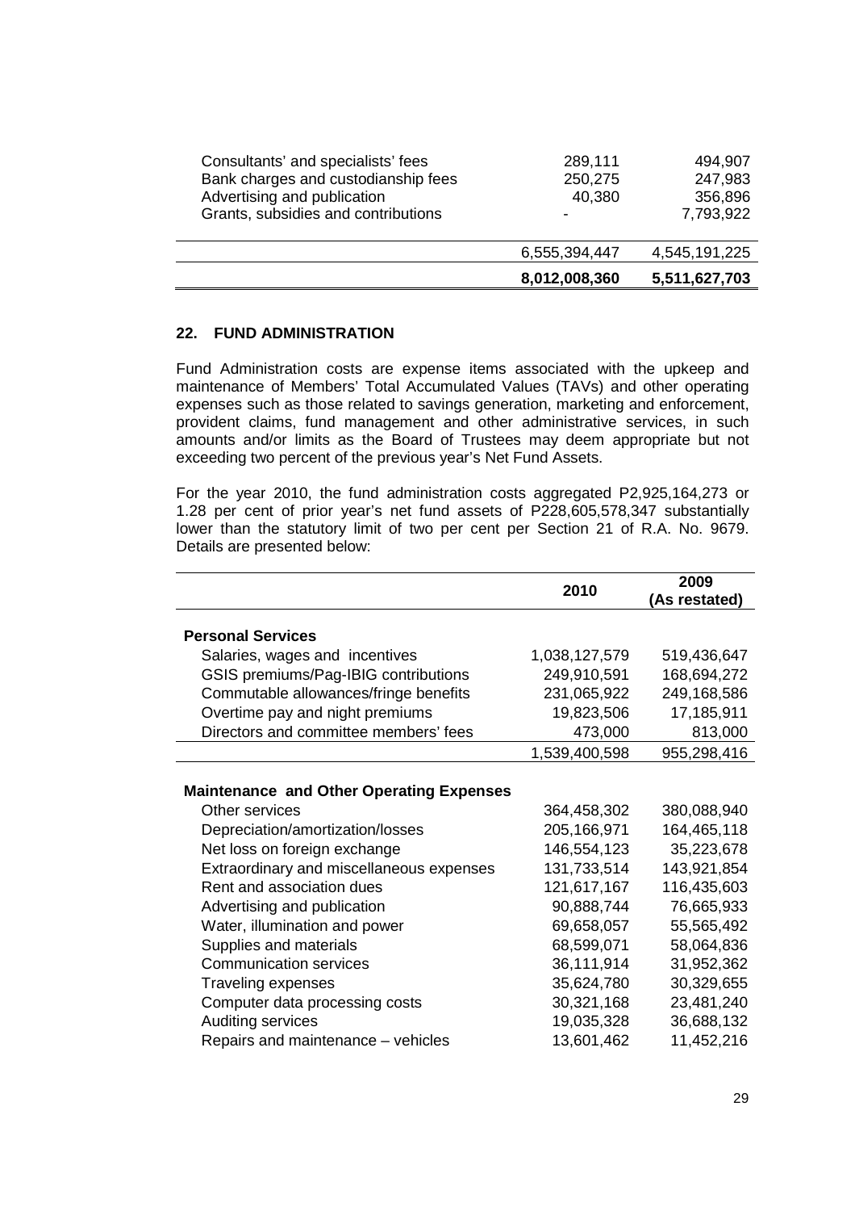| | | |
|---|---|---|
| Consultants' and specialists' fees | 289,111 | 494,907 |
| Bank charges and custodianship fees | 250,275 | 247,983 |
| Advertising and publication | 40,380 | 356,896 |
| Grants, subsidies and contributions | - | 7,793,922 |
| | 6,555,394,447 | 4,545,191,225 |
| | **8,012,008,360** | **5,511,627,703** |

## 22. FUND ADMINISTRATION

Fund Administration costs are expense items associated with the upkeep and maintenance of Members' Total Accumulated Values (TAVs) and other operating expenses such as those related to savings generation, marketing and enforcement, provident claims, fund management and other administrative services, in such amounts and/or limits as the Board of Trustees may deem appropriate but not exceeding two percent of the previous year's Net Fund Assets.

For the year 2010, the fund administration costs aggregated P2,925,164,273 or 1.28 per cent of prior year's net fund assets of P228,605,578,347 substantially lower than the statutory limit of two per cent per Section 21 of R.A. No. 9679. Details are presented below:

| | 2010 | 2009 (As restated) |
|---|---|---|
| **Personal Services** | | |
| Salaries, wages and incentives | 1,038,127,579 | 519,436,647 |
| GSIS premiums/Pag-IBIG contributions | 249,910,591 | 168,694,272 |
| Commutable allowances/fringe benefits | 231,065,922 | 249,168,586 |
| Overtime pay and night premiums | 19,823,506 | 17,185,911 |
| Directors and committee members' fees | 473,000 | 813,000 |
| | 1,539,400,598 | 955,298,416 |
| **Maintenance and Other Operating Expenses** | | |
| Other services | 364,458,302 | 380,088,940 |
| Depreciation/amortization/losses | 205,166,971 | 164,465,118 |
| Net loss on foreign exchange | 146,554,123 | 35,223,678 |
| Extraordinary and miscellaneous expenses | 131,733,514 | 143,921,854 |
| Rent and association dues | 121,617,167 | 116,435,603 |
| Advertising and publication | 90,888,744 | 76,665,933 |
| Water, illumination and power | 69,658,057 | 55,565,492 |
| Supplies and materials | 68,599,071 | 58,064,836 |
| Communication services | 36,111,914 | 31,952,362 |
| Traveling expenses | 35,624,780 | 30,329,655 |
| Computer data processing costs | 30,321,168 | 23,481,240 |
| Auditing services | 19,035,328 | 36,688,132 |
| Repairs and maintenance – vehicles | 13,601,462 | 11,452,216 |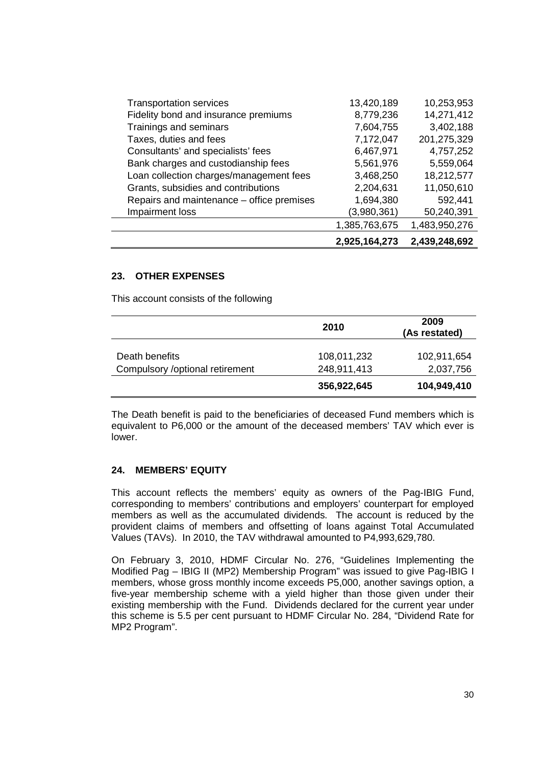| | | |
|---|---|---|
| Transportation services | 13,420,189 | 10,253,953 |
| Fidelity bond and insurance premiums | 8,779,236 | 14,271,412 |
| Trainings and seminars | 7,604,755 | 3,402,188 |
| Taxes, duties and fees | 7,172,047 | 201,275,329 |
| Consultants' and specialists' fees | 6,467,971 | 4,757,252 |
| Bank charges and custodianship fees | 5,561,976 | 5,559,064 |
| Loan collection charges/management fees | 3,468,250 | 18,212,577 |
| Grants, subsidies and contributions | 2,204,631 | 11,050,610 |
| Repairs and maintenance – office premises | 1,694,380 | 592,441 |
| Impairment loss | (3,980,361) | 50,240,391 |
| | 1,385,763,675 | 1,483,950,276 |
| | **2,925,164,273** | **2,439,248,692** |

### 23. OTHER EXPENSES

This account consists of the following

| | 2010 | 2009 (As restated) |
|---|---|---|
| Death benefits | 108,011,232 | 102,911,654 |
| Compulsory /optional retirement | 248,911,413 | 2,037,756 |
| | **356,922,645** | **104,949,410** |

The Death benefit is paid to the beneficiaries of deceased Fund members which is equivalent to P6,000 or the amount of the deceased members' TAV which ever is lower.

### 24. MEMBERS' EQUITY

This account reflects the members' equity as owners of the Pag-IBIG Fund, corresponding to members' contributions and employers' counterpart for employed members as well as the accumulated dividends. The account is reduced by the provident claims of members and offsetting of loans against Total Accumulated Values (TAVs). In 2010, the TAV withdrawal amounted to P4,993,629,780.

On February 3, 2010, HDMF Circular No. 276, "Guidelines Implementing the Modified Pag – IBIG II (MP2) Membership Program" was issued to give Pag-IBIG I members, whose gross monthly income exceeds P5,000, another savings option, a five-year membership scheme with a yield higher than those given under their existing membership with the Fund. Dividends declared for the current year under this scheme is 5.5 per cent pursuant to HDMF Circular No. 284, "Dividend Rate for MP2 Program".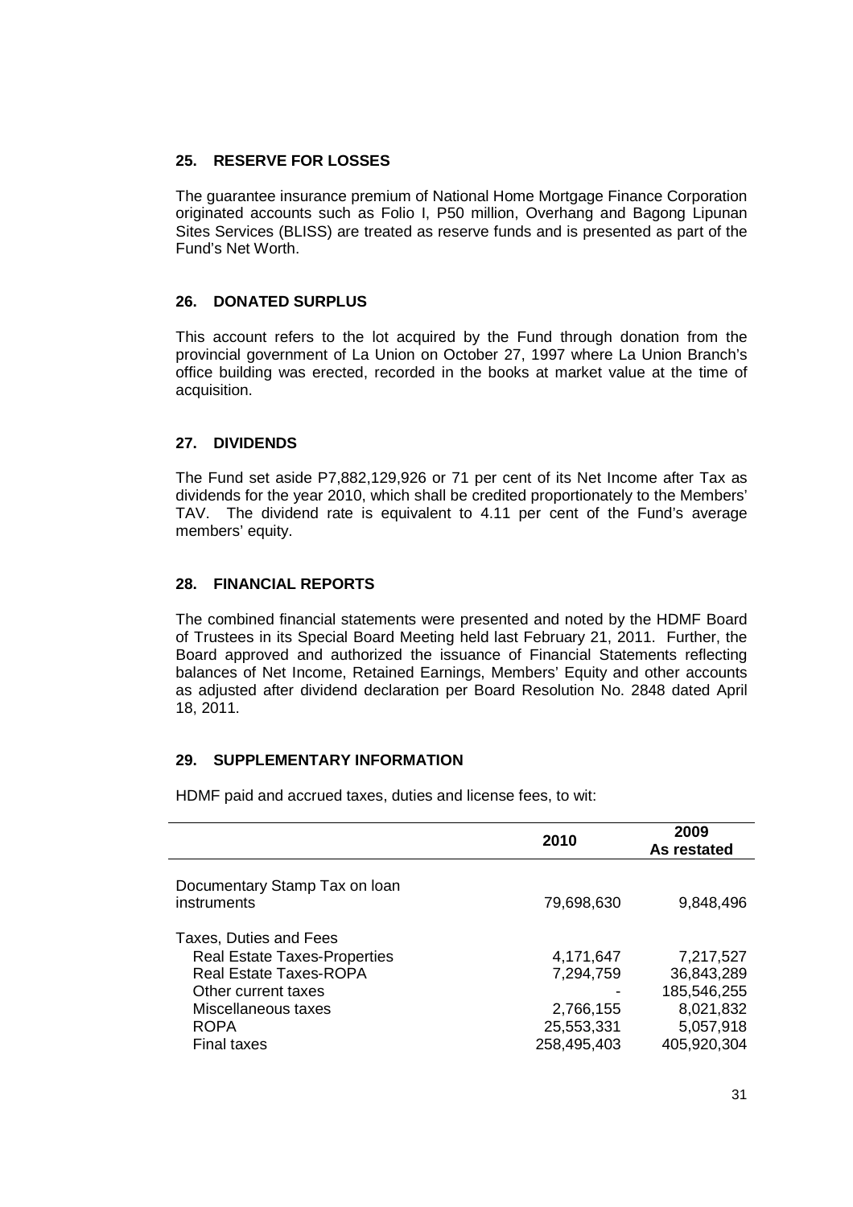## 25. RESERVE FOR LOSSES

The guarantee insurance premium of National Home Mortgage Finance Corporation originated accounts such as Folio I, P50 million, Overhang and Bagong Lipunan Sites Services (BLISS) are treated as reserve funds and is presented as part of the Fund's Net Worth.

## 26. DONATED SURPLUS

This account refers to the lot acquired by the Fund through donation from the provincial government of La Union on October 27, 1997 where La Union Branch's office building was erected, recorded in the books at market value at the time of acquisition.

## 27. DIVIDENDS

The Fund set aside P7,882,129,926 or 71 per cent of its Net Income after Tax as dividends for the year 2010, which shall be credited proportionately to the Members' TAV. The dividend rate is equivalent to 4.11 per cent of the Fund's average members' equity.

## 28. FINANCIAL REPORTS

The combined financial statements were presented and noted by the HDMF Board of Trustees in its Special Board Meeting held last February 21, 2011. Further, the Board approved and authorized the issuance of Financial Statements reflecting balances of Net Income, Retained Earnings, Members' Equity and other accounts as adjusted after dividend declaration per Board Resolution No. 2848 dated April 18, 2011.

## 29. SUPPLEMENTARY INFORMATION

HDMF paid and accrued taxes, duties and license fees, to wit:

| | 2010 | 2009 As restated |
|---|---|---|
| Documentary Stamp Tax on loan instruments | 79,698,630 | 9,848,496 |
| Taxes, Duties and Fees | | |
| Real Estate Taxes-Properties | 4,171,647 | 7,217,527 |
| Real Estate Taxes-ROPA | 7,294,759 | 36,843,289 |
| Other current taxes | - | 185,546,255 |
| Miscellaneous taxes | 2,766,155 | 8,021,832 |
| ROPA | 25,553,331 | 5,057,918 |
| Final taxes | 258,495,403 | 405,920,304 |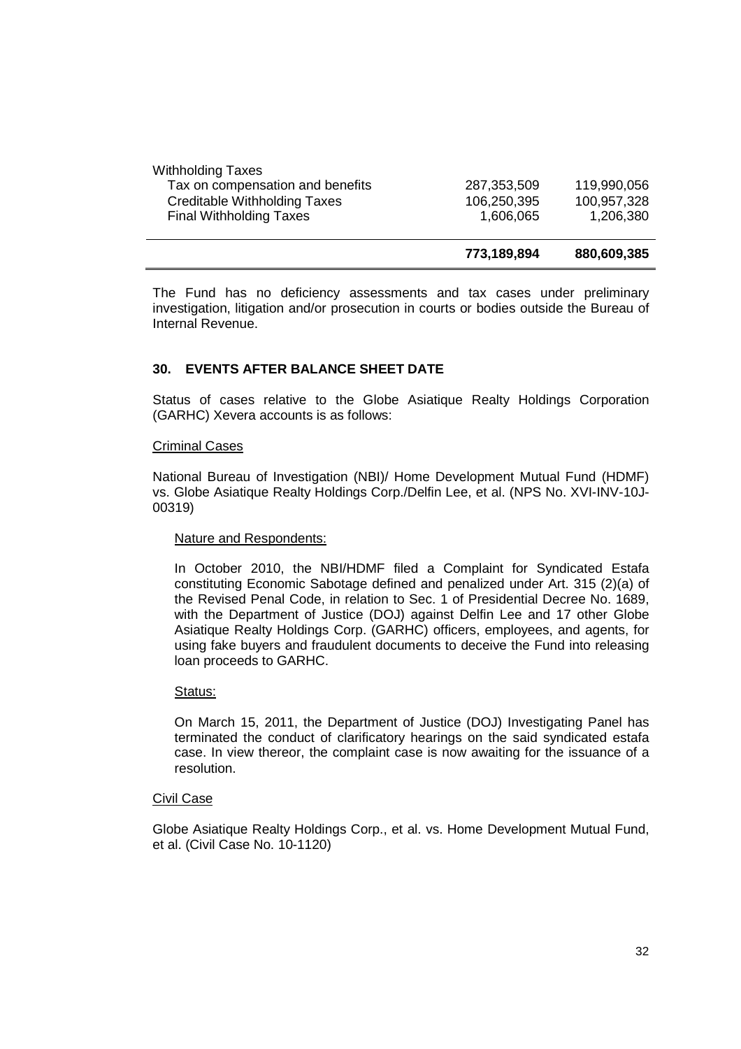| | | |
|---|---|---|
| Withholding Taxes | | |
| Tax on compensation and benefits | 287,353,509 | 119,990,056 |
| Creditable Withholding Taxes | 106,250,395 | 100,957,328 |
| Final Withholding Taxes | 1,606,065 | 1,206,380 |
| | **773,189,894** | **880,609,385** |

The Fund has no deficiency assessments and tax cases under preliminary investigation, litigation and/or prosecution in courts or bodies outside the Bureau of Internal Revenue.

## 30. EVENTS AFTER BALANCE SHEET DATE

Status of cases relative to the Globe Asiatique Realty Holdings Corporation (GARHC) Xevera accounts is as follows:

Criminal Cases

National Bureau of Investigation (NBI)/ Home Development Mutual Fund (HDMF) vs. Globe Asiatique Realty Holdings Corp./Delfin Lee, et al. (NPS No. XVI-INV-10J-00319)

Nature and Respondents:

In October 2010, the NBI/HDMF filed a Complaint for Syndicated Estafa constituting Economic Sabotage defined and penalized under Art. 315 (2)(a) of the Revised Penal Code, in relation to Sec. 1 of Presidential Decree No. 1689, with the Department of Justice (DOJ) against Delfin Lee and 17 other Globe Asiatique Realty Holdings Corp. (GARHC) officers, employees, and agents, for using fake buyers and fraudulent documents to deceive the Fund into releasing loan proceeds to GARHC.

Status:

On March 15, 2011, the Department of Justice (DOJ) Investigating Panel has terminated the conduct of clarificatory hearings on the said syndicated estafa case. In view thereor, the complaint case is now awaiting for the issuance of a resolution.

Civil Case

Globe Asiatique Realty Holdings Corp., et al. vs. Home Development Mutual Fund, et al. (Civil Case No. 10-1120)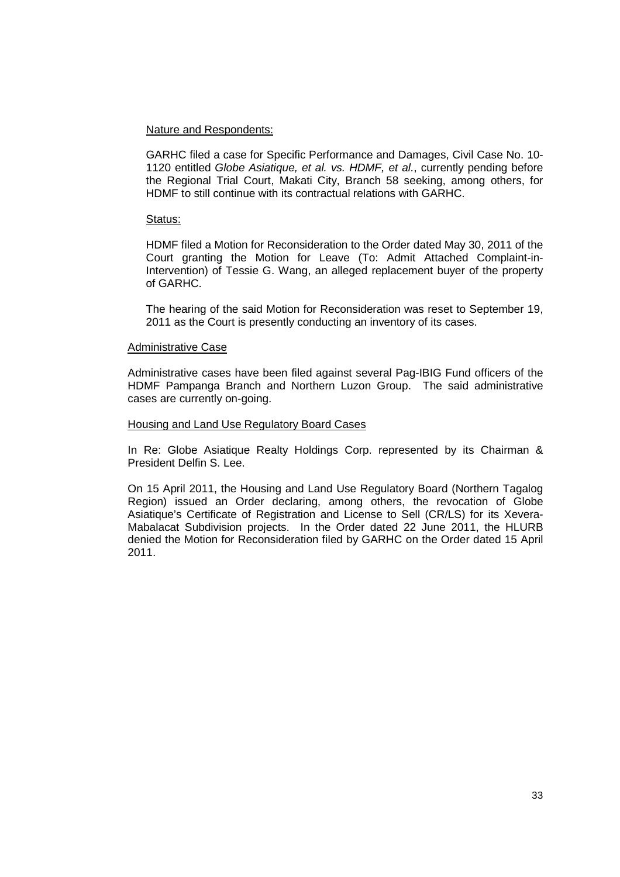Nature and Respondents:

GARHC filed a case for Specific Performance and Damages, Civil Case No. 10-1120 entitled *Globe Asiatique, et al. vs. HDMF, et al.*, currently pending before the Regional Trial Court, Makati City, Branch 58 seeking, among others, for HDMF to still continue with its contractual relations with GARHC.

Status:

HDMF filed a Motion for Reconsideration to the Order dated May 30, 2011 of the Court granting the Motion for Leave (To: Admit Attached Complaint-in-Intervention) of Tessie G. Wang, an alleged replacement buyer of the property of GARHC.

The hearing of the said Motion for Reconsideration was reset to September 19, 2011 as the Court is presently conducting an inventory of its cases.

Administrative Case

Administrative cases have been filed against several Pag-IBIG Fund officers of the HDMF Pampanga Branch and Northern Luzon Group. The said administrative cases are currently on-going.

Housing and Land Use Regulatory Board Cases

In Re: Globe Asiatique Realty Holdings Corp. represented by its Chairman & President Delfin S. Lee.

On 15 April 2011, the Housing and Land Use Regulatory Board (Northern Tagalog Region) issued an Order declaring, among others, the revocation of Globe Asiatique's Certificate of Registration and License to Sell (CR/LS) for its Xevera-Mabalacat Subdivision projects. In the Order dated 22 June 2011, the HLURB denied the Motion for Reconsideration filed by GARHC on the Order dated 15 April 2011.